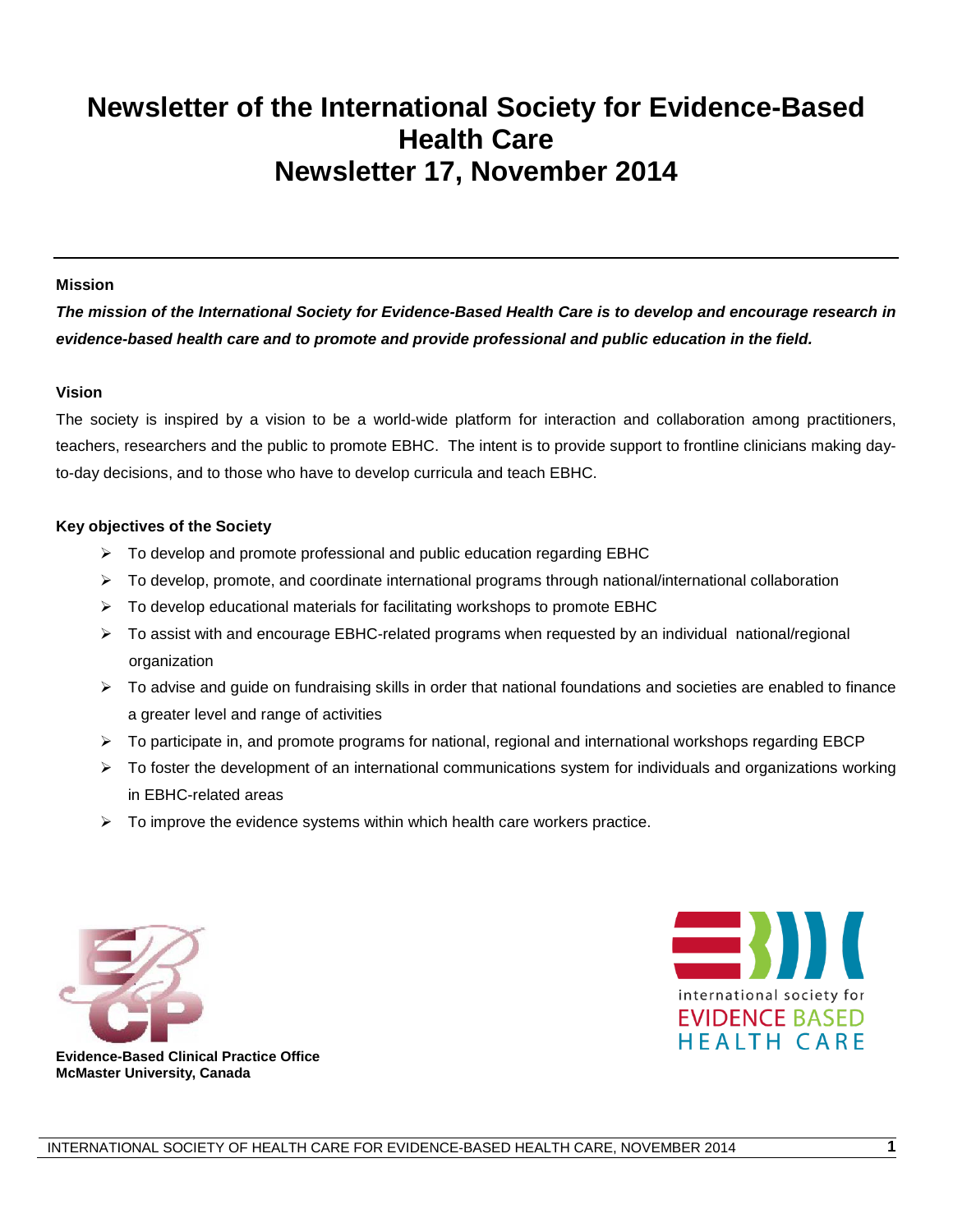# Newsletter of the International Society for Evidence-Based Health Care
# Newsletter 17, November 2014

---

**Mission**

***The mission of the International Society for Evidence-Based Health Care is to develop and encourage research in evidence-based health care and to promote and provide professional and public education in the field.***

**Vision**

The society is inspired by a vision to be a world-wide platform for interaction and collaboration among practitioners, teachers, researchers and the public to promote EBHC. The intent is to provide support to frontline clinicians making day-to-day decisions, and to those who have to develop curricula and teach EBHC.

**Key objectives of the Society**

- To develop and promote professional and public education regarding EBHC
- To develop, promote, and coordinate international programs through national/international collaboration
- To develop educational materials for facilitating workshops to promote EBHC
- To assist with and encourage EBHC-related programs when requested by an individual national/regional organization
- To advise and guide on fundraising skills in order that national foundations and societies are enabled to finance a greater level and range of activities
- To participate in, and promote programs for national, regional and international workshops regarding EBCP
- To foster the development of an international communications system for individuals and organizations working in EBHC-related areas
- To improve the evidence systems within which health care workers practice.

**Evidence-Based Clinical Practice Office**
**McMaster University, Canada**

international society for
EVIDENCE BASED
HEALTH CARE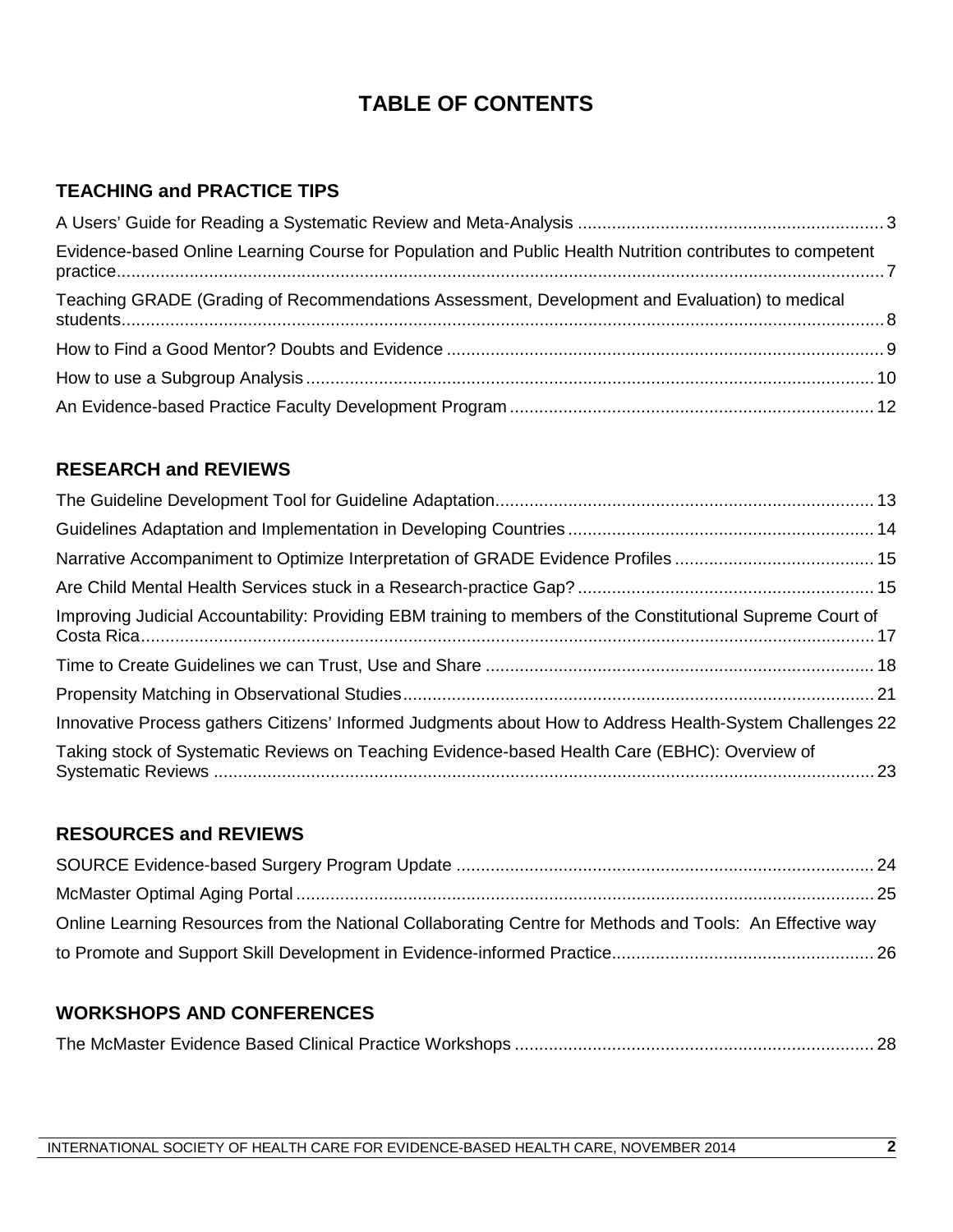# TABLE OF CONTENTS

## TEACHING and PRACTICE TIPS

A Users' Guide for Reading a Systematic Review and Meta-Analysis ... 3

Evidence-based Online Learning Course for Population and Public Health Nutrition contributes to competent practice ... 7

Teaching GRADE (Grading of Recommendations Assessment, Development and Evaluation) to medical students ... 8

How to Find a Good Mentor? Doubts and Evidence ... 9

How to use a Subgroup Analysis ... 10

An Evidence-based Practice Faculty Development Program ... 12

## RESEARCH and REVIEWS

The Guideline Development Tool for Guideline Adaptation ... 13

Guidelines Adaptation and Implementation in Developing Countries ... 14

Narrative Accompaniment to Optimize Interpretation of GRADE Evidence Profiles ... 15

Are Child Mental Health Services stuck in a Research-practice Gap? ... 15

Improving Judicial Accountability: Providing EBM training to members of the Constitutional Supreme Court of Costa Rica ... 17

Time to Create Guidelines we can Trust, Use and Share ... 18

Propensity Matching in Observational Studies ... 21

Innovative Process gathers Citizens' Informed Judgments about How to Address Health-System Challenges 22

Taking stock of Systematic Reviews on Teaching Evidence-based Health Care (EBHC): Overview of Systematic Reviews ... 23

## RESOURCES and REVIEWS

SOURCE Evidence-based Surgery Program Update ... 24

McMaster Optimal Aging Portal ... 25

Online Learning Resources from the National Collaborating Centre for Methods and Tools: An Effective way to Promote and Support Skill Development in Evidence-informed Practice ... 26

## WORKSHOPS AND CONFERENCES

The McMaster Evidence Based Clinical Practice Workshops ... 28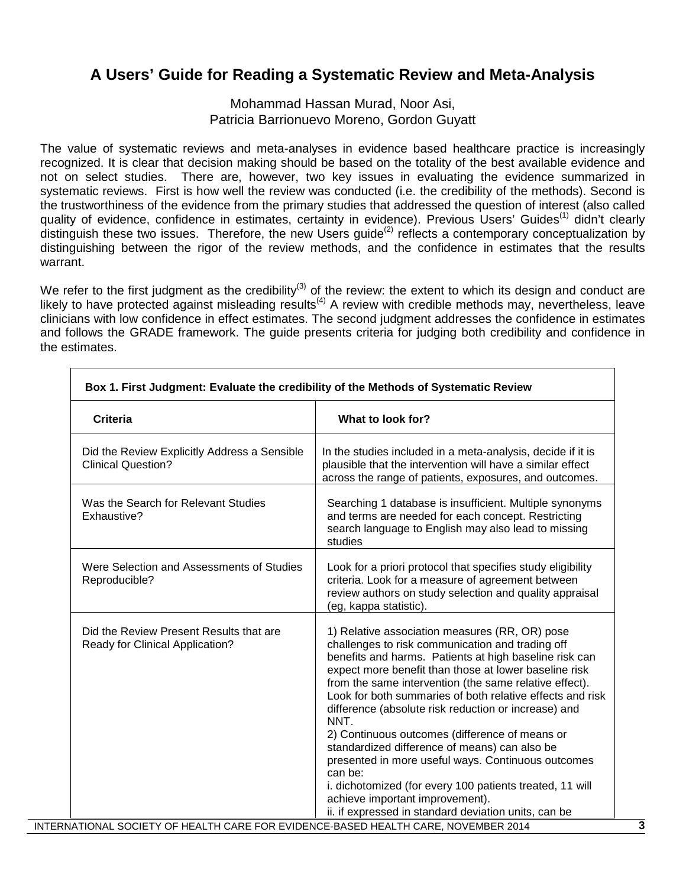# A Users' Guide for Reading a Systematic Review and Meta-Analysis

Mohammad Hassan Murad, Noor Asi,
Patricia Barrionuevo Moreno, Gordon Guyatt

The value of systematic reviews and meta-analyses in evidence based healthcare practice is increasingly recognized. It is clear that decision making should be based on the totality of the best available evidence and not on select studies. There are, however, two key issues in evaluating the evidence summarized in systematic reviews. First is how well the review was conducted (i.e. the credibility of the methods). Second is the trustworthiness of the evidence from the primary studies that addressed the question of interest (also called quality of evidence, confidence in estimates, certainty in evidence). Previous Users' Guides[1] didn't clearly distinguish these two issues. Therefore, the new Users guide[2] reflects a contemporary conceptualization by distinguishing between the rigor of the review methods, and the confidence in estimates that the results warrant.

We refer to the first judgment as the credibility[3] of the review: the extent to which its design and conduct are likely to have protected against misleading results[4] A review with credible methods may, nevertheless, leave clinicians with low confidence in effect estimates. The second judgment addresses the confidence in estimates and follows the GRADE framework. The guide presents criteria for judging both credibility and confidence in the estimates.

**Box 1. First Judgment: Evaluate the credibility of the Methods of Systematic Review**

| Criteria | What to look for? |
| --- | --- |
| Did the Review Explicitly Address a Sensible Clinical Question? | In the studies included in a meta-analysis, decide if it is plausible that the intervention will have a similar effect across the range of patients, exposures, and outcomes. |
| Was the Search for Relevant Studies Exhaustive? | Searching 1 database is insufficient. Multiple synonyms and terms are needed for each concept. Restricting search language to English may also lead to missing studies |
| Were Selection and Assessments of Studies Reproducible? | Look for a priori protocol that specifies study eligibility criteria. Look for a measure of agreement between review authors on study selection and quality appraisal (eg, kappa statistic). |
| Did the Review Present Results that are Ready for Clinical Application? | 1) Relative association measures (RR, OR) pose challenges to risk communication and trading off benefits and harms. Patients at high baseline risk can expect more benefit than those at lower baseline risk from the same intervention (the same relative effect). Look for both summaries of both relative effects and risk difference (absolute risk reduction or increase) and NNT.<br>2) Continuous outcomes (difference of means or standardized difference of means) can also be presented in more useful ways. Continuous outcomes can be:<br>i. dichotomized (for every 100 patients treated, 11 will achieve important improvement).<br>ii. if expressed in standard deviation units, can be |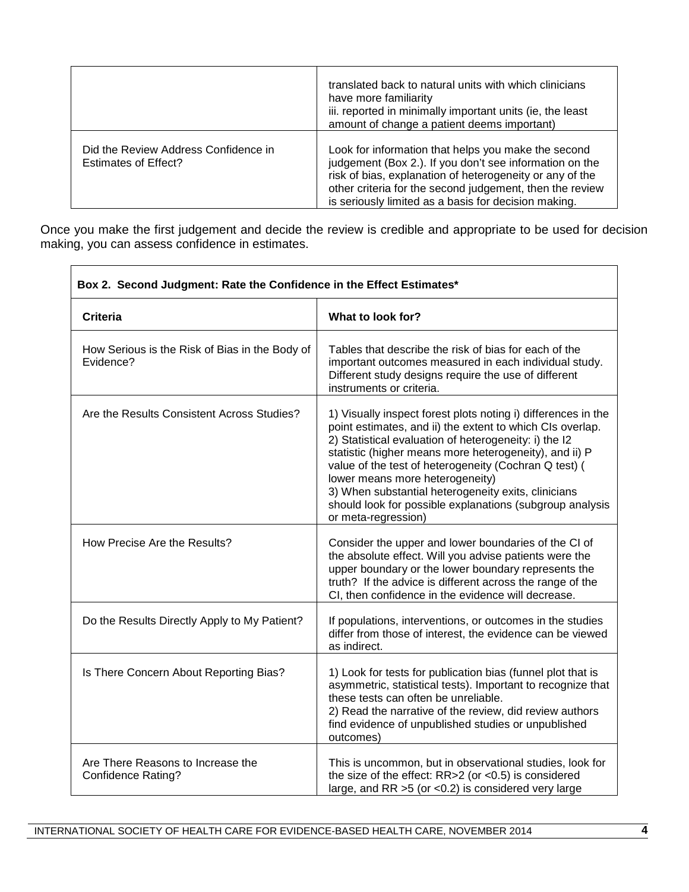|  |  |
|---|---|
|  | translated back to natural units with which clinicians have more familiarity<br>iii. reported in minimally important units (ie, the least amount of change a patient deems important) |
| Did the Review Address Confidence in Estimates of Effect? | Look for information that helps you make the second judgement (Box 2.). If you don't see information on the risk of bias, explanation of heterogeneity or any of the other criteria for the second judgement, then the review is seriously limited as a basis for decision making. |

Once you make the first judgement and decide the review is credible and appropriate to be used for decision making, you can assess confidence in estimates.

| **Box 2. Second Judgment: Rate the Confidence in the Effect Estimates*** | |
|---|---|
| **Criteria** | **What to look for?** |
| How Serious is the Risk of Bias in the Body of Evidence? | Tables that describe the risk of bias for each of the important outcomes measured in each individual study. Different study designs require the use of different instruments or criteria. |
| Are the Results Consistent Across Studies? | 1) Visually inspect forest plots noting i) differences in the point estimates, and ii) the extent to which CIs overlap.<br>2) Statistical evaluation of heterogeneity: i) the I2 statistic (higher means more heterogeneity), and ii) P value of the test of heterogeneity (Cochran Q test) ( lower means more heterogeneity)<br>3) When substantial heterogeneity exits, clinicians should look for possible explanations (subgroup analysis or meta-regression) |
| How Precise Are the Results? | Consider the upper and lower boundaries of the CI of the absolute effect. Will you advise patients were the upper boundary or the lower boundary represents the truth? If the advice is different across the range of the CI, then confidence in the evidence will decrease. |
| Do the Results Directly Apply to My Patient? | If populations, interventions, or outcomes in the studies differ from those of interest, the evidence can be viewed as indirect. |
| Is There Concern About Reporting Bias? | 1) Look for tests for publication bias (funnel plot that is asymmetric, statistical tests). Important to recognize that these tests can often be unreliable.<br>2) Read the narrative of the review, did review authors find evidence of unpublished studies or unpublished outcomes) |
| Are There Reasons to Increase the Confidence Rating? | This is uncommon, but in observational studies, look for the size of the effect: RR>2 (or <0.5) is considered large, and RR >5 (or <0.2) is considered very large |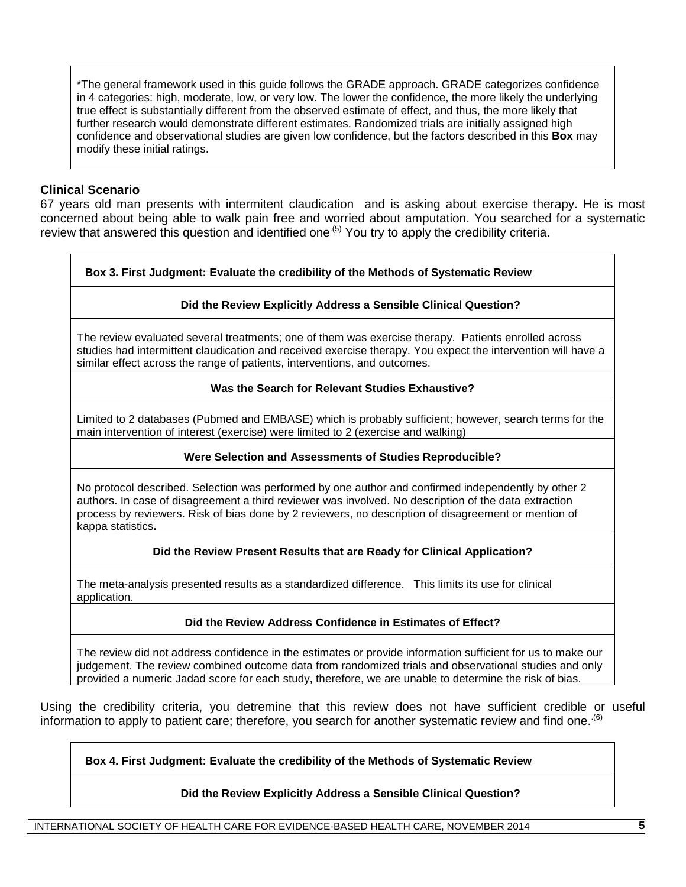*The general framework used in this guide follows the GRADE approach. GRADE categorizes confidence in 4 categories: high, moderate, low, or very low. The lower the confidence, the more likely the underlying true effect is substantially different from the observed estimate of effect, and thus, the more likely that further research would demonstrate different estimates. Randomized trials are initially assigned high confidence and observational studies are given low confidence, but the factors described in this **Box** may modify these initial ratings.

### Clinical Scenario

67 years old man presents with intermitent claudication and is asking about exercise therapy. He is most concerned about being able to walk pain free and worried about amputation. You searched for a systematic review that answered this question and identified one.[5] You try to apply the credibility criteria.

| **Box 3. First Judgment: Evaluate the credibility of the Methods of Systematic Review** |
|---|
| **Did the Review Explicitly Address a Sensible Clinical Question?** |
| The review evaluated several treatments; one of them was exercise therapy. Patients enrolled across studies had intermittent claudication and received exercise therapy. You expect the intervention will have a similar effect across the range of patients, interventions, and outcomes. |
| **Was the Search for Relevant Studies Exhaustive?** |
| Limited to 2 databases (Pubmed and EMBASE) which is probably sufficient; however, search terms for the main intervention of interest (exercise) were limited to 2 (exercise and walking) |
| **Were Selection and Assessments of Studies Reproducible?** |
| No protocol described. Selection was performed by one author and confirmed independently by other 2 authors. In case of disagreement a third reviewer was involved. No description of the data extraction process by reviewers. Risk of bias done by 2 reviewers, no description of disagreement or mention of kappa statistics**.** |
| **Did the Review Present Results that are Ready for Clinical Application?** |
| The meta-analysis presented results as a standardized difference. This limits its use for clinical application. |
| **Did the Review Address Confidence in Estimates of Effect?** |
| The review did not address confidence in the estimates or provide information sufficient for us to make our judgement. The review combined outcome data from randomized trials and observational studies and only provided a numeric Jadad score for each study, therefore, we are unable to determine the risk of bias. |

Using the credibility criteria, you detremine that this review does not have sufficient credible or useful information to apply to patient care; therefore, you search for another systematic review and find one.[6]

| **Box 4. First Judgment: Evaluate the credibility of the Methods of Systematic Review** |
|---|
| **Did the Review Explicitly Address a Sensible Clinical Question?** |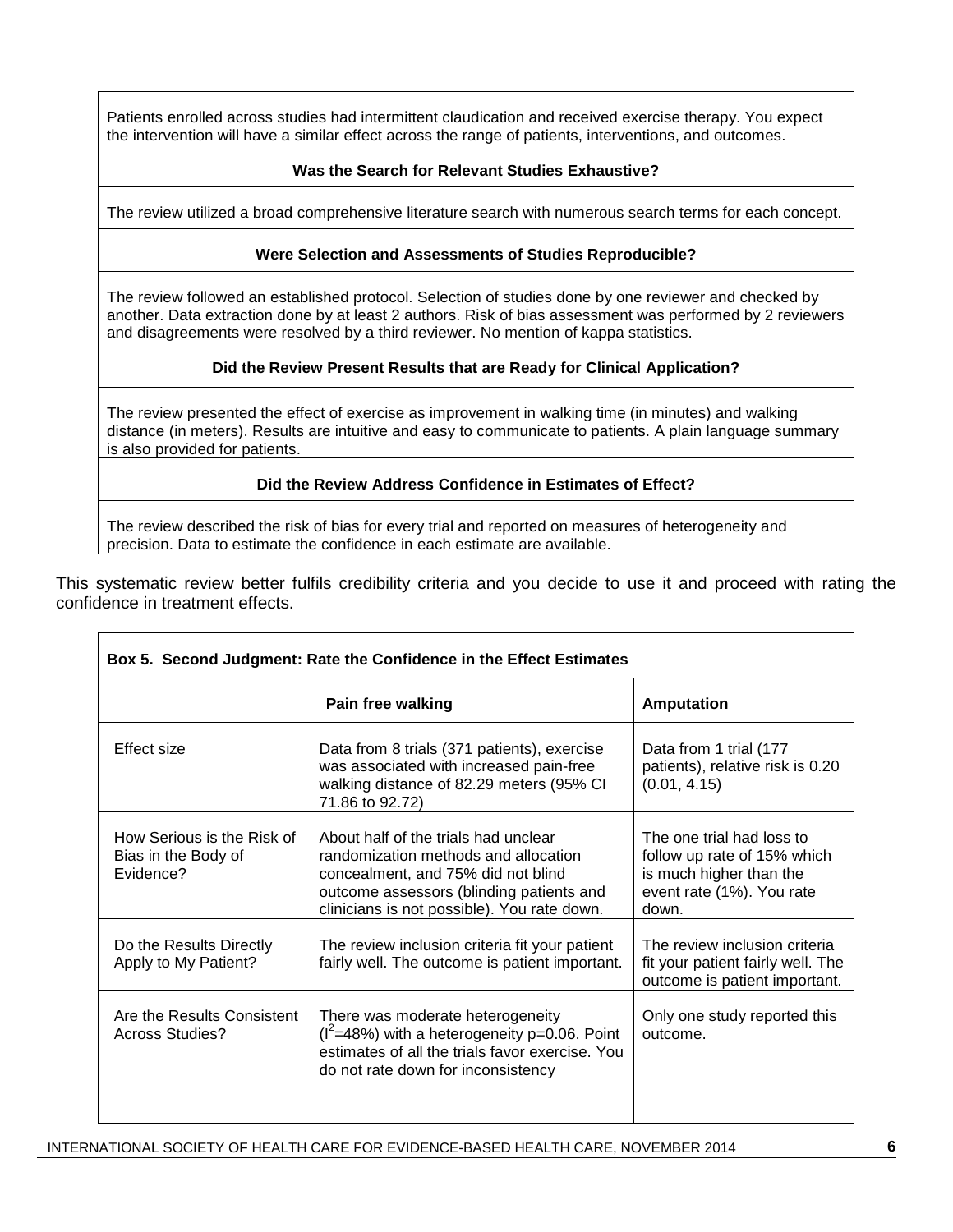Patients enrolled across studies had intermittent claudication and received exercise therapy. You expect the intervention will have a similar effect across the range of patients, interventions, and outcomes.

**Was the Search for Relevant Studies Exhaustive?**

The review utilized a broad comprehensive literature search with numerous search terms for each concept.

**Were Selection and Assessments of Studies Reproducible?**

The review followed an established protocol. Selection of studies done by one reviewer and checked by another. Data extraction done by at least 2 authors. Risk of bias assessment was performed by 2 reviewers and disagreements were resolved by a third reviewer. No mention of kappa statistics.

**Did the Review Present Results that are Ready for Clinical Application?**

The review presented the effect of exercise as improvement in walking time (in minutes) and walking distance (in meters). Results are intuitive and easy to communicate to patients. A plain language summary is also provided for patients.

**Did the Review Address Confidence in Estimates of Effect?**

The review described the risk of bias for every trial and reported on measures of heterogeneity and precision. Data to estimate the confidence in each estimate are available.

This systematic review better fulfils credibility criteria and you decide to use it and proceed with rating the confidence in treatment effects.

**Box 5. Second Judgment: Rate the Confidence in the Effect Estimates**

| | Pain free walking | Amputation |
|---|---|---|
| Effect size | Data from 8 trials (371 patients), exercise was associated with increased pain-free walking distance of 82.29 meters (95% CI 71.86 to 92.72) | Data from 1 trial (177 patients), relative risk is 0.20 (0.01, 4.15) |
| How Serious is the Risk of Bias in the Body of Evidence? | About half of the trials had unclear randomization methods and allocation concealment, and 75% did not blind outcome assessors (blinding patients and clinicians is not possible). You rate down. | The one trial had loss to follow up rate of 15% which is much higher than the event rate (1%). You rate down. |
| Do the Results Directly Apply to My Patient? | The review inclusion criteria fit your patient fairly well. The outcome is patient important. | The review inclusion criteria fit your patient fairly well. The outcome is patient important. |
| Are the Results Consistent Across Studies? | There was moderate heterogeneity ($I^2$=48%) with a heterogeneity p=0.06. Point estimates of all the trials favor exercise. You do not rate down for inconsistency | Only one study reported this outcome. |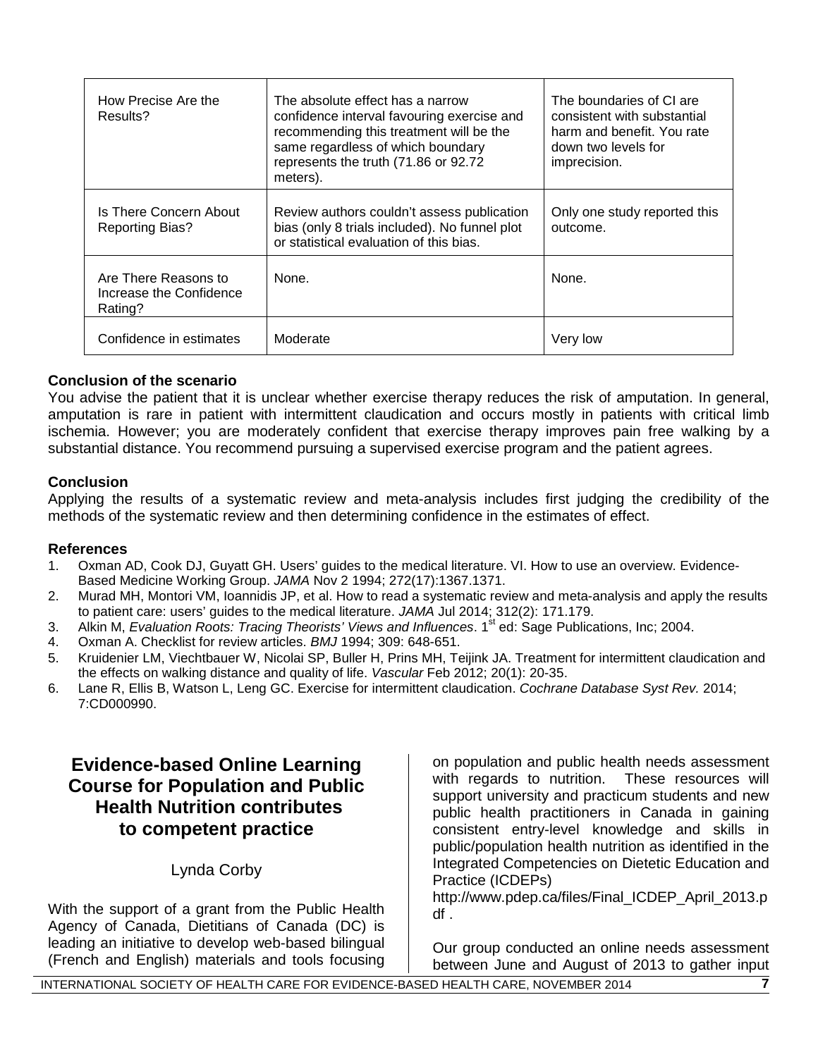| How Precise Are the Results? | The absolute effect has a narrow confidence interval favouring exercise and recommending this treatment will be the same regardless of which boundary represents the truth (71.86 or 92.72 meters). | The boundaries of CI are consistent with substantial harm and benefit. You rate down two levels for imprecision. |
|---|---|---|
| Is There Concern About Reporting Bias? | Review authors couldn't assess publication bias (only 8 trials included). No funnel plot or statistical evaluation of this bias. | Only one study reported this outcome. |
| Are There Reasons to Increase the Confidence Rating? | None. | None. |
| Confidence in estimates | Moderate | Very low |

**Conclusion of the scenario**

You advise the patient that it is unclear whether exercise therapy reduces the risk of amputation. In general, amputation is rare in patient with intermittent claudication and occurs mostly in patients with critical limb ischemia. However; you are moderately confident that exercise therapy improves pain free walking by a substantial distance. You recommend pursuing a supervised exercise program and the patient agrees.

**Conclusion**

Applying the results of a systematic review and meta-analysis includes first judging the credibility of the methods of the systematic review and then determining confidence in the estimates of effect.

**References**

1. Oxman AD, Cook DJ, Guyatt GH. Users' guides to the medical literature. VI. How to use an overview. Evidence-Based Medicine Working Group. *JAMA* Nov 2 1994; 272(17):1367.1371.
2. Murad MH, Montori VM, Ioannidis JP, et al. How to read a systematic review and meta-analysis and apply the results to patient care: users' guides to the medical literature. *JAMA* Jul 2014; 312(2): 171.179.
3. Alkin M, *Evaluation Roots: Tracing Theorists' Views and Influences*. 1st ed: Sage Publications, Inc; 2004.
4. Oxman A. Checklist for review articles. *BMJ* 1994; 309: 648-651.
5. Kruidenier LM, Viechtbauer W, Nicolai SP, Buller H, Prins MH, Teijink JA. Treatment for intermittent claudication and the effects on walking distance and quality of life. *Vascular* Feb 2012; 20(1): 20-35.
6. Lane R, Ellis B, Watson L, Leng GC. Exercise for intermittent claudication. *Cochrane Database Syst Rev.* 2014; 7:CD000990.

## Evidence-based Online Learning Course for Population and Public Health Nutrition contributes to competent practice

Lynda Corby

With the support of a grant from the Public Health Agency of Canada, Dietitians of Canada (DC) is leading an initiative to develop web-based bilingual (French and English) materials and tools focusing on population and public health needs assessment with regards to nutrition. These resources will support university and practicum students and new public health practitioners in Canada in gaining consistent entry-level knowledge and skills in public/population health nutrition as identified in the Integrated Competencies on Dietetic Education and Practice (ICDEPs) http://www.pdep.ca/files/Final_ICDEP_April_2013.pdf .

Our group conducted an online needs assessment between June and August of 2013 to gather input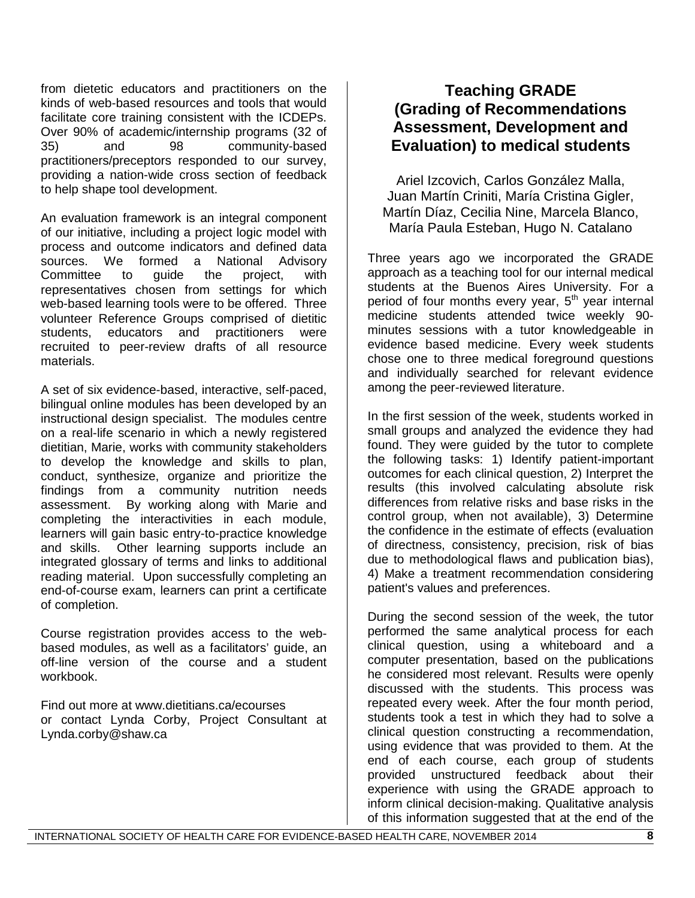from dietetic educators and practitioners on the kinds of web-based resources and tools that would facilitate core training consistent with the ICDEPs. Over 90% of academic/internship programs (32 of 35) and 98 community-based practitioners/preceptors responded to our survey, providing a nation-wide cross section of feedback to help shape tool development.

An evaluation framework is an integral component of our initiative, including a project logic model with process and outcome indicators and defined data sources. We formed a National Advisory Committee to guide the project, with representatives chosen from settings for which web-based learning tools were to be offered. Three volunteer Reference Groups comprised of dietitic students, educators and practitioners were recruited to peer-review drafts of all resource materials.

A set of six evidence-based, interactive, self-paced, bilingual online modules has been developed by an instructional design specialist. The modules centre on a real-life scenario in which a newly registered dietitian, Marie, works with community stakeholders to develop the knowledge and skills to plan, conduct, synthesize, organize and prioritize the findings from a community nutrition needs assessment. By working along with Marie and completing the interactivities in each module, learners will gain basic entry-to-practice knowledge and skills. Other learning supports include an integrated glossary of terms and links to additional reading material. Upon successfully completing an end-of-course exam, learners can print a certificate of completion.

Course registration provides access to the web-based modules, as well as a facilitators' guide, an off-line version of the course and a student workbook.

Find out more at www.dietitians.ca/ecourses
or contact Lynda Corby, Project Consultant at Lynda.corby@shaw.ca

## Teaching GRADE (Grading of Recommendations Assessment, Development and Evaluation) to medical students

Ariel Izcovich, Carlos González Malla, Juan Martín Criniti, María Cristina Gigler, Martín Díaz, Cecilia Nine, Marcela Blanco, María Paula Esteban, Hugo N. Catalano

Three years ago we incorporated the GRADE approach as a teaching tool for our internal medical students at the Buenos Aires University. For a period of four months every year, 5th year internal medicine students attended twice weekly 90-minutes sessions with a tutor knowledgeable in evidence based medicine. Every week students chose one to three medical foreground questions and individually searched for relevant evidence among the peer-reviewed literature.

In the first session of the week, students worked in small groups and analyzed the evidence they had found. They were guided by the tutor to complete the following tasks: 1) Identify patient-important outcomes for each clinical question, 2) Interpret the results (this involved calculating absolute risk differences from relative risks and base risks in the control group, when not available), 3) Determine the confidence in the estimate of effects (evaluation of directness, consistency, precision, risk of bias due to methodological flaws and publication bias), 4) Make a treatment recommendation considering patient's values and preferences.

During the second session of the week, the tutor performed the same analytical process for each clinical question, using a whiteboard and a computer presentation, based on the publications he considered most relevant. Results were openly discussed with the students. This process was repeated every week. After the four month period, students took a test in which they had to solve a clinical question constructing a recommendation, using evidence that was provided to them. At the end of each course, each group of students provided unstructured feedback about their experience with using the GRADE approach to inform clinical decision-making. Qualitative analysis of this information suggested that at the end of the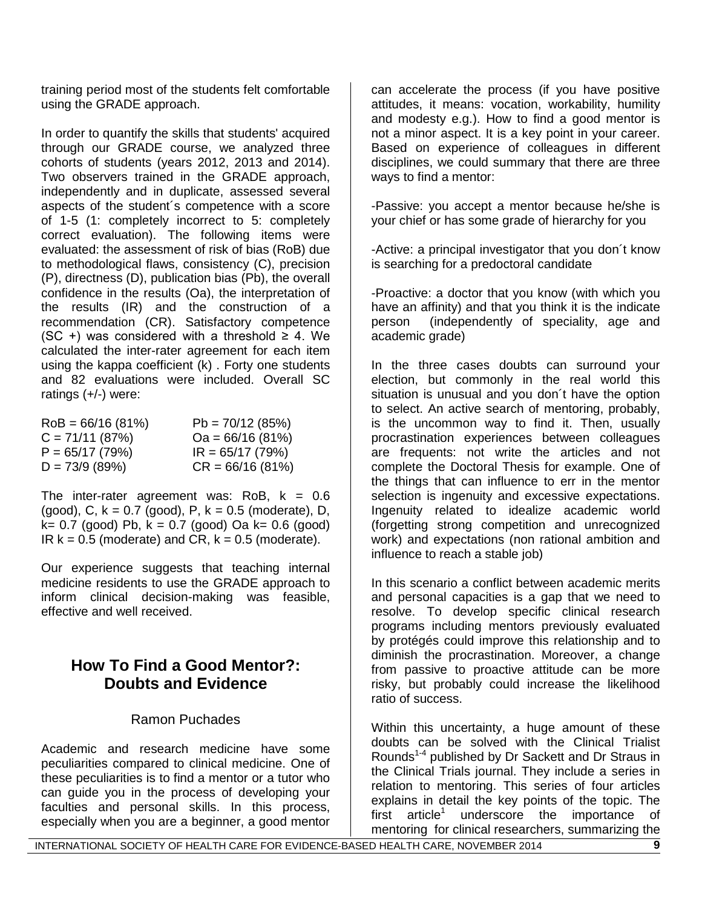training period most of the students felt comfortable using the GRADE approach.

In order to quantify the skills that students' acquired through our GRADE course, we analyzed three cohorts of students (years 2012, 2013 and 2014). Two observers trained in the GRADE approach, independently and in duplicate, assessed several aspects of the student´s competence with a score of 1-5 (1: completely incorrect to 5: completely correct evaluation). The following items were evaluated: the assessment of risk of bias (RoB) due to methodological flaws, consistency (C), precision (P), directness (D), publication bias (Pb), the overall confidence in the results (Oa), the interpretation of the results (IR) and the construction of a recommendation (CR). Satisfactory competence (SC +) was considered with a threshold ≥ 4. We calculated the inter-rater agreement for each item using the kappa coefficient (k) . Forty one students and 82 evaluations were included. Overall SC ratings (+/-) were:

| | |
|---|---|
| RoB = 66/16 (81%) | Pb = 70/12 (85%) |
| C = 71/11 (87%) | Oa = 66/16 (81%) |
| P = 65/17 (79%) | IR = 65/17 (79%) |
| D = 73/9 (89%) | CR = 66/16 (81%) |

The inter-rater agreement was: RoB, k = 0.6 (good), C, k = 0.7 (good), P, k = 0.5 (moderate), D, k= 0.7 (good) Pb, k = 0.7 (good) Oa k= 0.6 (good) IR k = 0.5 (moderate) and CR, k = 0.5 (moderate).

Our experience suggests that teaching internal medicine residents to use the GRADE approach to inform clinical decision-making was feasible, effective and well received.

## How To Find a Good Mentor?: Doubts and Evidence

Ramon Puchades

Academic and research medicine have some peculiarities compared to clinical medicine. One of these peculiarities is to find a mentor or a tutor who can guide you in the process of developing your faculties and personal skills. In this process, especially when you are a beginner, a good mentor can accelerate the process (if you have positive attitudes, it means: vocation, workability, humility and modesty e.g.). How to find a good mentor is not a minor aspect. It is a key point in your career. Based on experience of colleagues in different disciplines, we could summary that there are three ways to find a mentor:

-Passive: you accept a mentor because he/she is your chief or has some grade of hierarchy for you

-Active: a principal investigator that you don´t know is searching for a predoctoral candidate

-Proactive: a doctor that you know (with which you have an affinity) and that you think it is the indicate person (independently of speciality, age and academic grade)

In the three cases doubts can surround your election, but commonly in the real world this situation is unusual and you don´t have the option to select. An active search of mentoring, probably, is the uncommon way to find it. Then, usually procrastination experiences between colleagues are frequents: not write the articles and not complete the Doctoral Thesis for example. One of the things that can influence to err in the mentor selection is ingenuity and excessive expectations. Ingenuity related to idealize academic world (forgetting strong competition and unrecognized work) and expectations (non rational ambition and influence to reach a stable job)

In this scenario a conflict between academic merits and personal capacities is a gap that we need to resolve. To develop specific clinical research programs including mentors previously evaluated by protégés could improve this relationship and to diminish the procrastination. Moreover, a change from passive to proactive attitude can be more risky, but probably could increase the likelihood ratio of success.

Within this uncertainty, a huge amount of these doubts can be solved with the Clinical Trialist Rounds[1-4] published by Dr Sackett and Dr Straus in the Clinical Trials journal. They include a series in relation to mentoring. This series of four articles explains in detail the key points of the topic. The first article[1] underscore the importance of mentoring for clinical researchers, summarizing the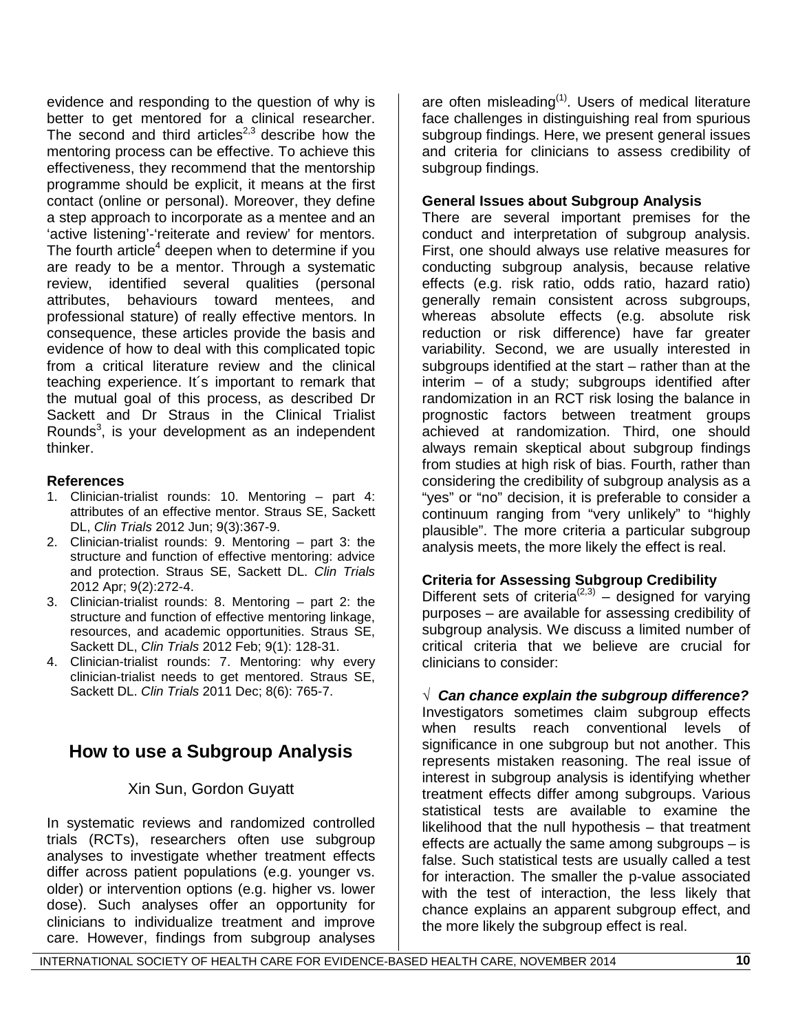evidence and responding to the question of why is better to get mentored for a clinical researcher. The second and third articles[2,3] describe how the mentoring process can be effective. To achieve this effectiveness, they recommend that the mentorship programme should be explicit, it means at the first contact (online or personal). Moreover, they define a step approach to incorporate as a mentee and an 'active listening'-'reiterate and review' for mentors. The fourth article[4] deepen when to determine if you are ready to be a mentor. Through a systematic review, identified several qualities (personal attributes, behaviours toward mentees, and professional stature) of really effective mentors. In consequence, these articles provide the basis and evidence of how to deal with this complicated topic from a critical literature review and the clinical teaching experience. It´s important to remark that the mutual goal of this process, as described Dr Sackett and Dr Straus in the Clinical Trialist Rounds[3], is your development as an independent thinker.

**References**

1. Clinician-trialist rounds: 10. Mentoring – part 4: attributes of an effective mentor. Straus SE, Sackett DL, *Clin Trials* 2012 Jun; 9(3):367-9.
2. Clinician-trialist rounds: 9. Mentoring – part 3: the structure and function of effective mentoring: advice and protection. Straus SE, Sackett DL. *Clin Trials* 2012 Apr; 9(2):272-4.
3. Clinician-trialist rounds: 8. Mentoring – part 2: the structure and function of effective mentoring linkage, resources, and academic opportunities. Straus SE, Sackett DL, *Clin Trials* 2012 Feb; 9(1): 128-31.
4. Clinician-trialist rounds: 7. Mentoring: why every clinician-trialist needs to get mentored. Straus SE, Sackett DL. *Clin Trials* 2011 Dec; 8(6): 765-7.

## How to use a Subgroup Analysis

Xin Sun, Gordon Guyatt

In systematic reviews and randomized controlled trials (RCTs), researchers often use subgroup analyses to investigate whether treatment effects differ across patient populations (e.g. younger vs. older) or intervention options (e.g. higher vs. lower dose). Such analyses offer an opportunity for clinicians to individualize treatment and improve care. However, findings from subgroup analyses are often misleading[1]. Users of medical literature face challenges in distinguishing real from spurious subgroup findings. Here, we present general issues and criteria for clinicians to assess credibility of subgroup findings.

**General Issues about Subgroup Analysis**

There are several important premises for the conduct and interpretation of subgroup analysis. First, one should always use relative measures for conducting subgroup analysis, because relative effects (e.g. risk ratio, odds ratio, hazard ratio) generally remain consistent across subgroups, whereas absolute effects (e.g. absolute risk reduction or risk difference) have far greater variability. Second, we are usually interested in subgroups identified at the start – rather than at the interim – of a study; subgroups identified after randomization in an RCT risk losing the balance in prognostic factors between treatment groups achieved at randomization. Third, one should always remain skeptical about subgroup findings from studies at high risk of bias. Fourth, rather than considering the credibility of subgroup analysis as a "yes" or "no" decision, it is preferable to consider a continuum ranging from "very unlikely" to "highly plausible". The more criteria a particular subgroup analysis meets, the more likely the effect is real.

**Criteria for Assessing Subgroup Credibility**

Different sets of criteria[2,3] – designed for varying purposes – are available for assessing credibility of subgroup analysis. We discuss a limited number of critical criteria that we believe are crucial for clinicians to consider:

√ ***Can chance explain the subgroup difference?***
Investigators sometimes claim subgroup effects when results reach conventional levels of significance in one subgroup but not another. This represents mistaken reasoning. The real issue of interest in subgroup analysis is identifying whether treatment effects differ among subgroups. Various statistical tests are available to examine the likelihood that the null hypothesis – that treatment effects are actually the same among subgroups – is false. Such statistical tests are usually called a test for interaction. The smaller the p-value associated with the test of interaction, the less likely that chance explains an apparent subgroup effect, and the more likely the subgroup effect is real.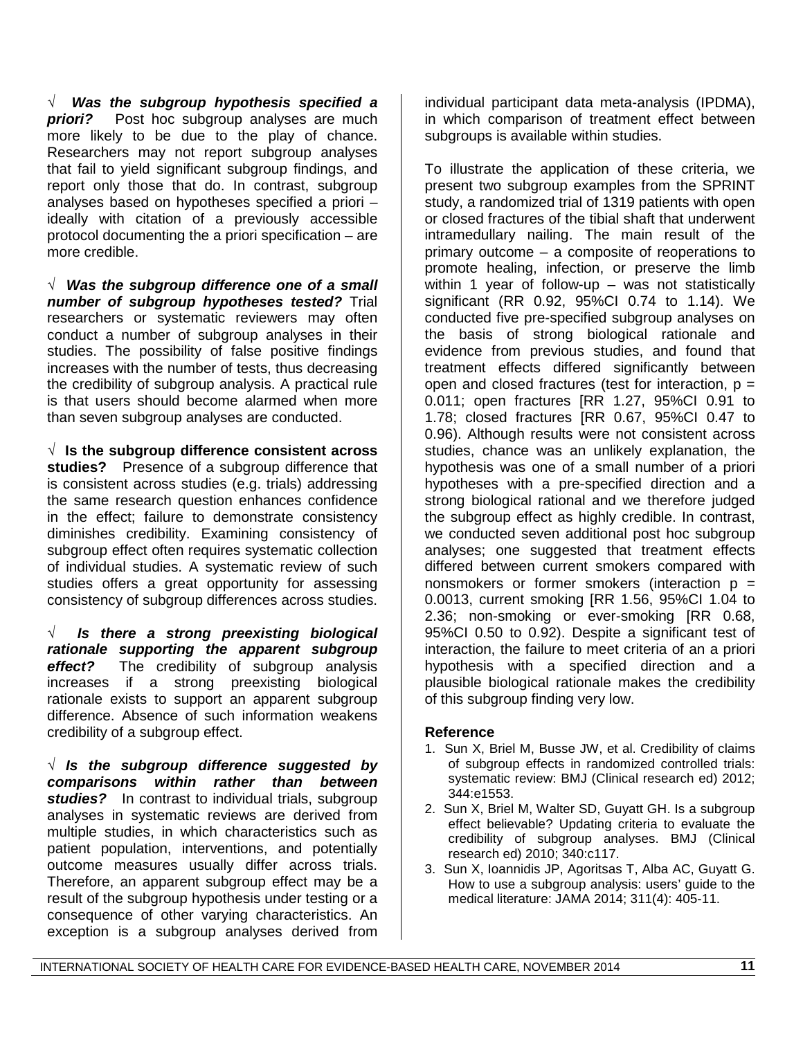√ ***Was the subgroup hypothesis specified a priori?*** Post hoc subgroup analyses are much more likely to be due to the play of chance. Researchers may not report subgroup analyses that fail to yield significant subgroup findings, and report only those that do. In contrast, subgroup analyses based on hypotheses specified a priori – ideally with citation of a previously accessible protocol documenting the a priori specification – are more credible.

√ ***Was the subgroup difference one of a small number of subgroup hypotheses tested?*** Trial researchers or systematic reviewers may often conduct a number of subgroup analyses in their studies. The possibility of false positive findings increases with the number of tests, thus decreasing the credibility of subgroup analysis. A practical rule is that users should become alarmed when more than seven subgroup analyses are conducted.

√ **Is the subgroup difference consistent across studies?** Presence of a subgroup difference that is consistent across studies (e.g. trials) addressing the same research question enhances confidence in the effect; failure to demonstrate consistency diminishes credibility. Examining consistency of subgroup effect often requires systematic collection of individual studies. A systematic review of such studies offers a great opportunity for assessing consistency of subgroup differences across studies.

√ ***Is there a strong preexisting biological rationale supporting the apparent subgroup effect?*** The credibility of subgroup analysis increases if a strong preexisting biological rationale exists to support an apparent subgroup difference. Absence of such information weakens credibility of a subgroup effect.

√ ***Is the subgroup difference suggested by comparisons within rather than between studies?*** In contrast to individual trials, subgroup analyses in systematic reviews are derived from multiple studies, in which characteristics such as patient population, interventions, and potentially outcome measures usually differ across trials. Therefore, an apparent subgroup effect may be a result of the subgroup hypothesis under testing or a consequence of other varying characteristics. An exception is a subgroup analyses derived from individual participant data meta-analysis (IPDMA), in which comparison of treatment effect between subgroups is available within studies.

To illustrate the application of these criteria, we present two subgroup examples from the SPRINT study, a randomized trial of 1319 patients with open or closed fractures of the tibial shaft that underwent intramedullary nailing. The main result of the primary outcome – a composite of reoperations to promote healing, infection, or preserve the limb within 1 year of follow-up – was not statistically significant (RR 0.92, 95%CI 0.74 to 1.14). We conducted five pre-specified subgroup analyses on the basis of strong biological rationale and evidence from previous studies, and found that treatment effects differed significantly between open and closed fractures (test for interaction, $p = 0.011$; open fractures [RR 1.27, 95%CI 0.91 to 1.78; closed fractures [RR 0.67, 95%CI 0.47 to 0.96). Although results were not consistent across studies, chance was an unlikely explanation, the hypothesis was one of a small number of a priori hypotheses with a pre-specified direction and a strong biological rational and we therefore judged the subgroup effect as highly credible. In contrast, we conducted seven additional post hoc subgroup analyses; one suggested that treatment effects differed between current smokers compared with nonsmokers or former smokers (interaction $p = 0.0013$, current smoking [RR 1.56, 95%CI 1.04 to 2.36; non-smoking or ever-smoking [RR 0.68, 95%CI 0.50 to 0.92). Despite a significant test of interaction, the failure to meet criteria of an a priori hypothesis with a specified direction and a plausible biological rationale makes the credibility of this subgroup finding very low.

### Reference

1. Sun X, Briel M, Busse JW, et al. Credibility of claims of subgroup effects in randomized controlled trials: systematic review: BMJ (Clinical research ed) 2012; 344:e1553.
2. Sun X, Briel M, Walter SD, Guyatt GH. Is a subgroup effect believable? Updating criteria to evaluate the credibility of subgroup analyses. BMJ (Clinical research ed) 2010; 340:c117.
3. Sun X, Ioannidis JP, Agoritsas T, Alba AC, Guyatt G. How to use a subgroup analysis: users' guide to the medical literature: JAMA 2014; 311(4): 405-11.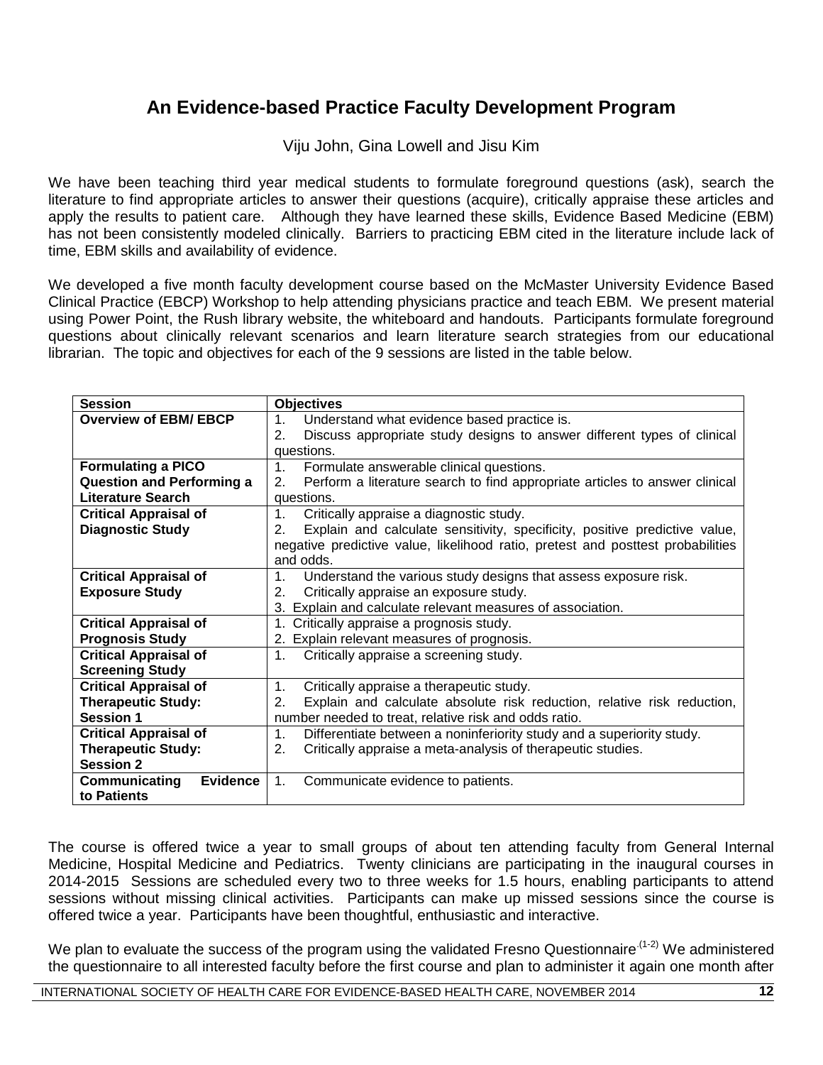# An Evidence-based Practice Faculty Development Program

Viju John, Gina Lowell and Jisu Kim

We have been teaching third year medical students to formulate foreground questions (ask), search the literature to find appropriate articles to answer their questions (acquire), critically appraise these articles and apply the results to patient care. Although they have learned these skills, Evidence Based Medicine (EBM) has not been consistently modeled clinically. Barriers to practicing EBM cited in the literature include lack of time, EBM skills and availability of evidence.

We developed a five month faculty development course based on the McMaster University Evidence Based Clinical Practice (EBCP) Workshop to help attending physicians practice and teach EBM. We present material using Power Point, the Rush library website, the whiteboard and handouts. Participants formulate foreground questions about clinically relevant scenarios and learn literature search strategies from our educational librarian. The topic and objectives for each of the 9 sessions are listed in the table below.

| Session | Objectives |
|---|---|
| **Overview of EBM/ EBCP** | 1. Understand what evidence based practice is.<br>2. Discuss appropriate study designs to answer different types of clinical questions. |
| **Formulating a PICO Question and Performing a Literature Search** | 1. Formulate answerable clinical questions.<br>2. Perform a literature search to find appropriate articles to answer clinical questions. |
| **Critical Appraisal of Diagnostic Study** | 1. Critically appraise a diagnostic study.<br>2. Explain and calculate sensitivity, specificity, positive predictive value, negative predictive value, likelihood ratio, pretest and posttest probabilities and odds. |
| **Critical Appraisal of Exposure Study** | 1. Understand the various study designs that assess exposure risk.<br>2. Critically appraise an exposure study.<br>3. Explain and calculate relevant measures of association. |
| **Critical Appraisal of Prognosis Study** | 1. Critically appraise a prognosis study.<br>2. Explain relevant measures of prognosis. |
| **Critical Appraisal of Screening Study** | 1. Critically appraise a screening study. |
| **Critical Appraisal of Therapeutic Study: Session 1** | 1. Critically appraise a therapeutic study.<br>2. Explain and calculate absolute risk reduction, relative risk reduction, number needed to treat, relative risk and odds ratio. |
| **Critical Appraisal of Therapeutic Study: Session 2** | 1. Differentiate between a noninferiority study and a superiority study.<br>2. Critically appraise a meta-analysis of therapeutic studies. |
| **Communicating Evidence to Patients** | 1. Communicate evidence to patients. |

The course is offered twice a year to small groups of about ten attending faculty from General Internal Medicine, Hospital Medicine and Pediatrics. Twenty clinicians are participating in the inaugural courses in 2014-2015 Sessions are scheduled every two to three weeks for 1.5 hours, enabling participants to attend sessions without missing clinical activities. Participants can make up missed sessions since the course is offered twice a year. Participants have been thoughtful, enthusiastic and interactive.

We plan to evaluate the success of the program using the validated Fresno Questionnaire.[1-2] We administered the questionnaire to all interested faculty before the first course and plan to administer it again one month after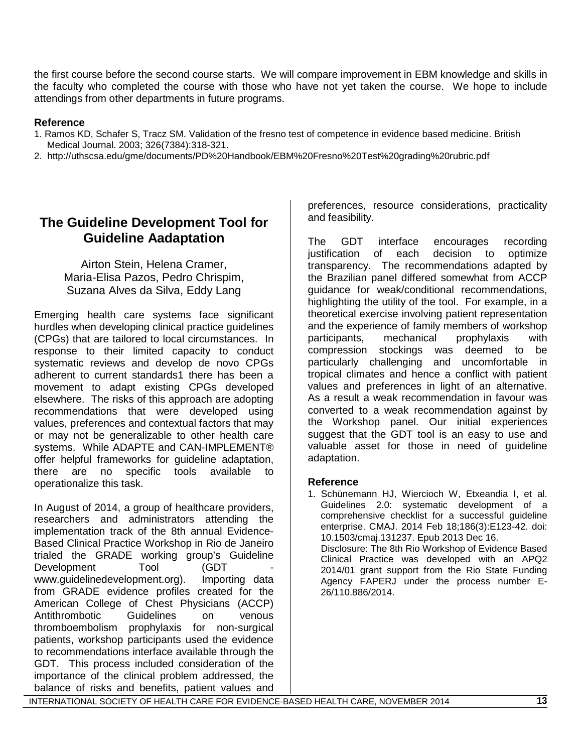the first course before the second course starts. We will compare improvement in EBM knowledge and skills in the faculty who completed the course with those who have not yet taken the course. We hope to include attendings from other departments in future programs.

**Reference**

1. Ramos KD, Schafer S, Tracz SM. Validation of the fresno test of competence in evidence based medicine. British Medical Journal. 2003; 326(7384):318-321.
2. http://uthscsa.edu/gme/documents/PD%20Handbook/EBM%20Fresno%20Test%20grading%20rubric.pdf

## The Guideline Development Tool for Guideline Aadaptation

Airton Stein, Helena Cramer, Maria-Elisa Pazos, Pedro Chrispim, Suzana Alves da Silva, Eddy Lang

Emerging health care systems face significant hurdles when developing clinical practice guidelines (CPGs) that are tailored to local circumstances. In response to their limited capacity to conduct systematic reviews and develop de novo CPGs adherent to current standards1 there has been a movement to adapt existing CPGs developed elsewhere. The risks of this approach are adopting recommendations that were developed using values, preferences and contextual factors that may or may not be generalizable to other health care systems. While ADAPTE and CAN-IMPLEMENT® offer helpful frameworks for guideline adaptation, there are no specific tools available to operationalize this task.

In August of 2014, a group of healthcare providers, researchers and administrators attending the implementation track of the 8th annual Evidence-Based Clinical Practice Workshop in Rio de Janeiro trialed the GRADE working group's Guideline Development Tool (GDT - www.guidelinedevelopment.org). Importing data from GRADE evidence profiles created for the American College of Chest Physicians (ACCP) Antithrombotic Guidelines on venous thromboembolism prophylaxis for non-surgical patients, workshop participants used the evidence to recommendations interface available through the GDT. This process included consideration of the importance of the clinical problem addressed, the balance of risks and benefits, patient values and preferences, resource considerations, practicality and feasibility.

The GDT interface encourages recording justification of each decision to optimize transparency. The recommendations adapted by the Brazilian panel differed somewhat from ACCP guidance for weak/conditional recommendations, highlighting the utility of the tool. For example, in a theoretical exercise involving patient representation and the experience of family members of workshop participants, mechanical prophylaxis with compression stockings was deemed to be particularly challenging and uncomfortable in tropical climates and hence a conflict with patient values and preferences in light of an alternative. As a result a weak recommendation in favour was converted to a weak recommendation against by the Workshop panel. Our initial experiences suggest that the GDT tool is an easy to use and valuable asset for those in need of guideline adaptation.

**Reference**

1. Schünemann HJ, Wiercioch W, Etxeandia I, et al. Guidelines 2.0: systematic development of a comprehensive checklist for a successful guideline enterprise. CMAJ. 2014 Feb 18;186(3):E123-42. doi: 10.1503/cmaj.131237. Epub 2013 Dec 16.

   Disclosure: The 8th Rio Workshop of Evidence Based Clinical Practice was developed with an APQ2 2014/01 grant support from the Rio State Funding Agency FAPERJ under the process number E-26/110.886/2014.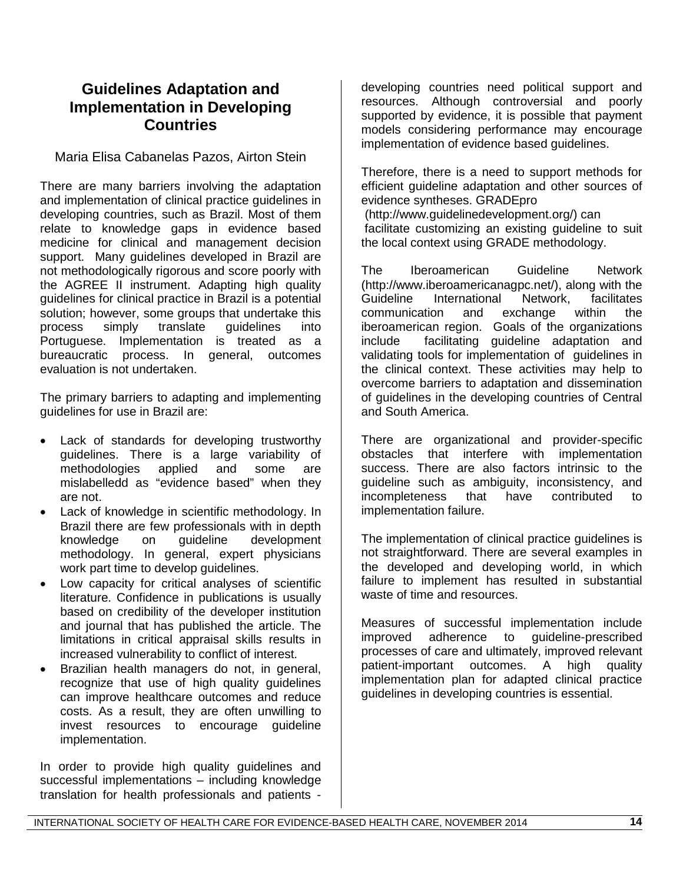## Guidelines Adaptation and Implementation in Developing Countries

Maria Elisa Cabanelas Pazos, Airton Stein

There are many barriers involving the adaptation and implementation of clinical practice guidelines in developing countries, such as Brazil. Most of them relate to knowledge gaps in evidence based medicine for clinical and management decision support. Many guidelines developed in Brazil are not methodologically rigorous and score poorly with the AGREE II instrument. Adapting high quality guidelines for clinical practice in Brazil is a potential solution; however, some groups that undertake this process simply translate guidelines into Portuguese. Implementation is treated as a bureaucratic process. In general, outcomes evaluation is not undertaken.

The primary barriers to adapting and implementing guidelines for use in Brazil are:

- Lack of standards for developing trustworthy guidelines. There is a large variability of methodologies applied and some are mislabelledd as "evidence based" when they are not.
- Lack of knowledge in scientific methodology. In Brazil there are few professionals with in depth knowledge on guideline development methodology. In general, expert physicians work part time to develop guidelines.
- Low capacity for critical analyses of scientific literature. Confidence in publications is usually based on credibility of the developer institution and journal that has published the article. The limitations in critical appraisal skills results in increased vulnerability to conflict of interest.
- Brazilian health managers do not, in general, recognize that use of high quality guidelines can improve healthcare outcomes and reduce costs. As a result, they are often unwilling to invest resources to encourage guideline implementation.

In order to provide high quality guidelines and successful implementations – including knowledge translation for health professionals and patients - developing countries need political support and resources. Although controversial and poorly supported by evidence, it is possible that payment models considering performance may encourage implementation of evidence based guidelines.

Therefore, there is a need to support methods for efficient guideline adaptation and other sources of evidence syntheses. GRADEpro (http://www.guidelinedevelopment.org/) can facilitate customizing an existing guideline to suit the local context using GRADE methodology.

The Iberoamerican Guideline Network (http://www.iberoamericanagpc.net/), along with the Guideline International Network, facilitates communication and exchange within the iberoamerican region. Goals of the organizations include facilitating guideline adaptation and validating tools for implementation of guidelines in the clinical context. These activities may help to overcome barriers to adaptation and dissemination of guidelines in the developing countries of Central and South America.

There are organizational and provider-specific obstacles that interfere with implementation success. There are also factors intrinsic to the guideline such as ambiguity, inconsistency, and incompleteness that have contributed to implementation failure.

The implementation of clinical practice guidelines is not straightforward. There are several examples in the developed and developing world, in which failure to implement has resulted in substantial waste of time and resources.

Measures of successful implementation include improved adherence to guideline-prescribed processes of care and ultimately, improved relevant patient-important outcomes. A high quality implementation plan for adapted clinical practice guidelines in developing countries is essential.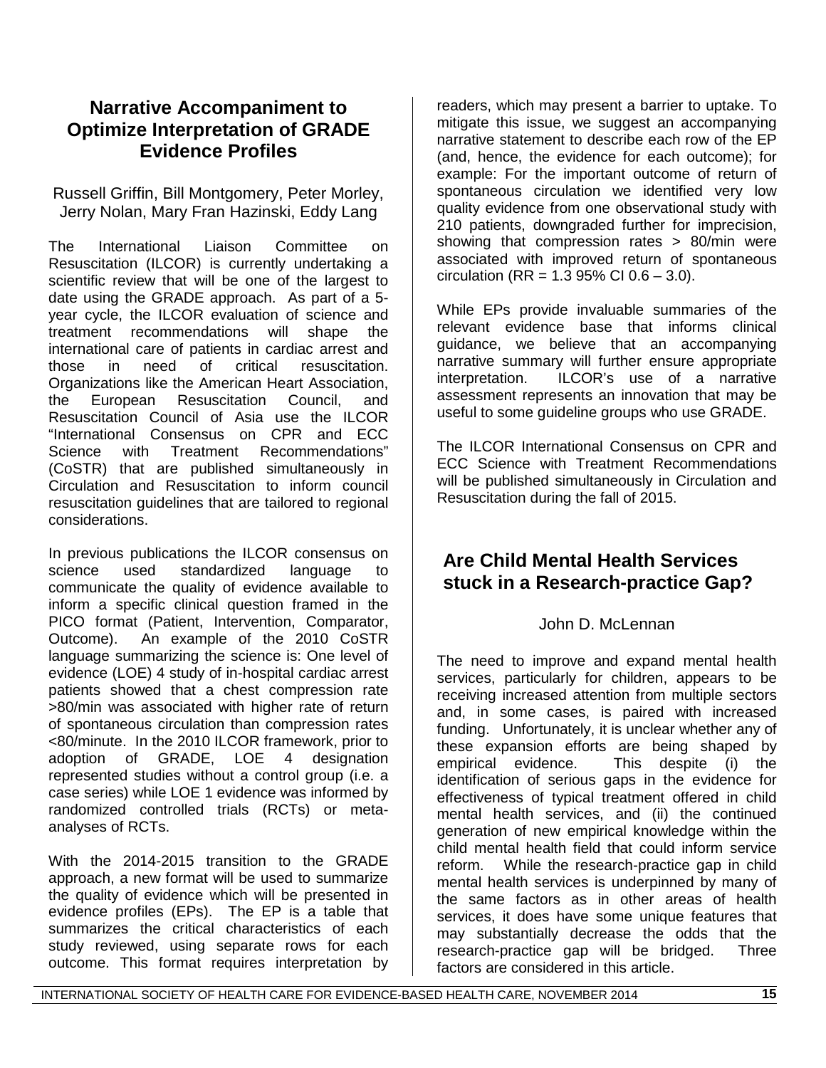## Narrative Accompaniment to Optimize Interpretation of GRADE Evidence Profiles

Russell Griffin, Bill Montgomery, Peter Morley, Jerry Nolan, Mary Fran Hazinski, Eddy Lang

The International Liaison Committee on Resuscitation (ILCOR) is currently undertaking a scientific review that will be one of the largest to date using the GRADE approach. As part of a 5-year cycle, the ILCOR evaluation of science and treatment recommendations will shape the international care of patients in cardiac arrest and those in need of critical resuscitation. Organizations like the American Heart Association, the European Resuscitation Council, and Resuscitation Council of Asia use the ILCOR "International Consensus on CPR and ECC Science with Treatment Recommendations" (CoSTR) that are published simultaneously in Circulation and Resuscitation to inform council resuscitation guidelines that are tailored to regional considerations.

In previous publications the ILCOR consensus on science used standardized language to communicate the quality of evidence available to inform a specific clinical question framed in the PICO format (Patient, Intervention, Comparator, Outcome). An example of the 2010 CoSTR language summarizing the science is: One level of evidence (LOE) 4 study of in-hospital cardiac arrest patients showed that a chest compression rate >80/min was associated with higher rate of return of spontaneous circulation than compression rates <80/minute. In the 2010 ILCOR framework, prior to adoption of GRADE, LOE 4 designation represented studies without a control group (i.e. a case series) while LOE 1 evidence was informed by randomized controlled trials (RCTs) or meta-analyses of RCTs.

With the 2014-2015 transition to the GRADE approach, a new format will be used to summarize the quality of evidence which will be presented in evidence profiles (EPs). The EP is a table that summarizes the critical characteristics of each study reviewed, using separate rows for each outcome. This format requires interpretation by readers, which may present a barrier to uptake. To mitigate this issue, we suggest an accompanying narrative statement to describe each row of the EP (and, hence, the evidence for each outcome); for example: For the important outcome of return of spontaneous circulation we identified very low quality evidence from one observational study with 210 patients, downgraded further for imprecision, showing that compression rates > 80/min were associated with improved return of spontaneous circulation (RR = 1.3 95% CI 0.6 – 3.0).

While EPs provide invaluable summaries of the relevant evidence base that informs clinical guidance, we believe that an accompanying narrative summary will further ensure appropriate interpretation. ILCOR's use of a narrative assessment represents an innovation that may be useful to some guideline groups who use GRADE.

The ILCOR International Consensus on CPR and ECC Science with Treatment Recommendations will be published simultaneously in Circulation and Resuscitation during the fall of 2015.

## Are Child Mental Health Services stuck in a Research-practice Gap?

John D. McLennan

The need to improve and expand mental health services, particularly for children, appears to be receiving increased attention from multiple sectors and, in some cases, is paired with increased funding. Unfortunately, it is unclear whether any of these expansion efforts are being shaped by empirical evidence. This despite (i) the identification of serious gaps in the evidence for effectiveness of typical treatment offered in child mental health services, and (ii) the continued generation of new empirical knowledge within the child mental health field that could inform service reform. While the research-practice gap in child mental health services is underpinned by many of the same factors as in other areas of health services, it does have some unique features that may substantially decrease the odds that the research-practice gap will be bridged. Three factors are considered in this article.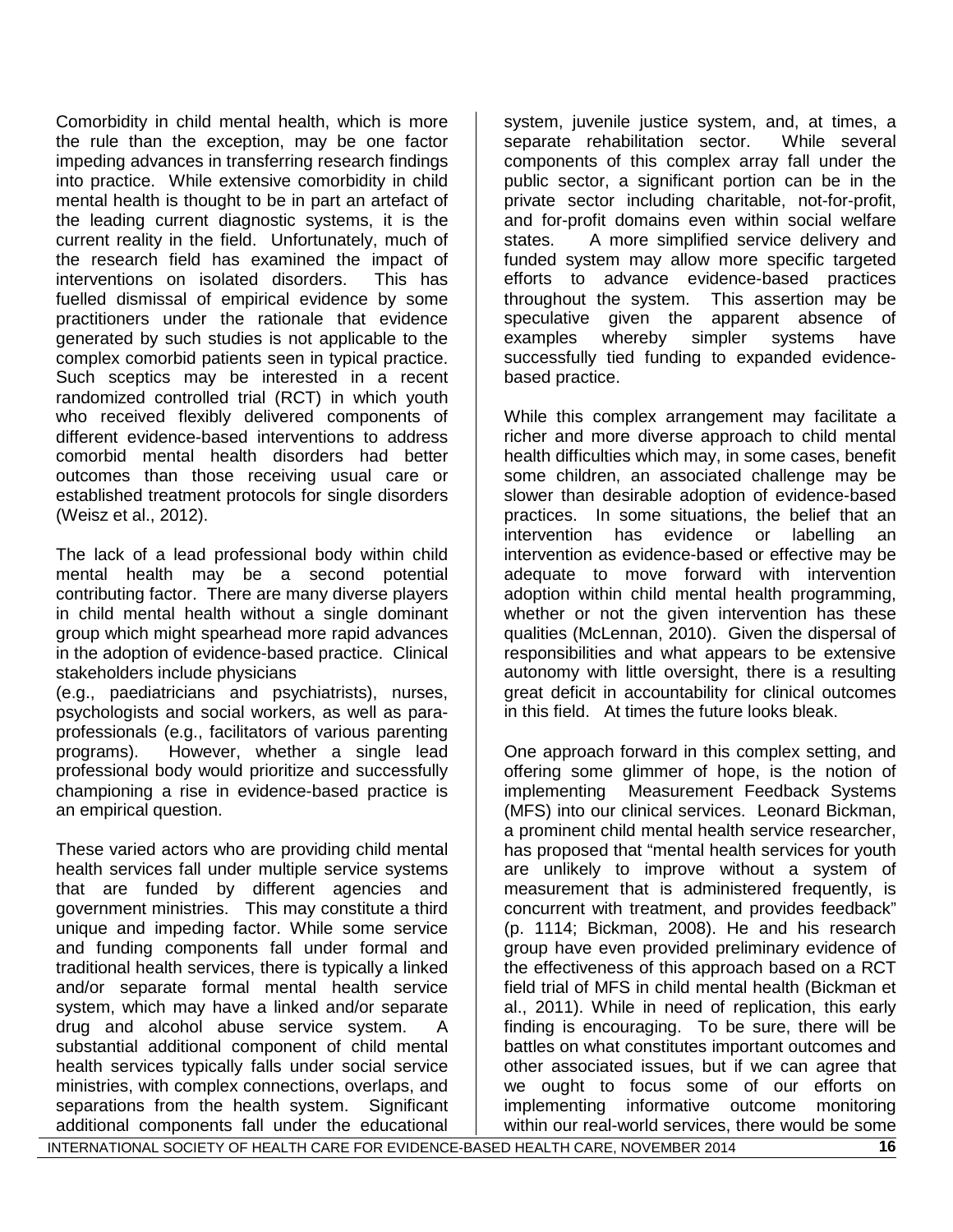Comorbidity in child mental health, which is more the rule than the exception, may be one factor impeding advances in transferring research findings into practice. While extensive comorbidity in child mental health is thought to be in part an artefact of the leading current diagnostic systems, it is the current reality in the field. Unfortunately, much of the research field has examined the impact of interventions on isolated disorders. This has fuelled dismissal of empirical evidence by some practitioners under the rationale that evidence generated by such studies is not applicable to the complex comorbid patients seen in typical practice. Such sceptics may be interested in a recent randomized controlled trial (RCT) in which youth who received flexibly delivered components of different evidence-based interventions to address comorbid mental health disorders had better outcomes than those receiving usual care or established treatment protocols for single disorders (Weisz et al., 2012).

The lack of a lead professional body within child mental health may be a second potential contributing factor. There are many diverse players in child mental health without a single dominant group which might spearhead more rapid advances in the adoption of evidence-based practice. Clinical stakeholders include physicians (e.g., paediatricians and psychiatrists), nurses, psychologists and social workers, as well as para-professionals (e.g., facilitators of various parenting programs). However, whether a single lead professional body would prioritize and successfully championing a rise in evidence-based practice is an empirical question.

These varied actors who are providing child mental health services fall under multiple service systems that are funded by different agencies and government ministries. This may constitute a third unique and impeding factor. While some service and funding components fall under formal and traditional health services, there is typically a linked and/or separate formal mental health service system, which may have a linked and/or separate drug and alcohol abuse service system. A substantial additional component of child mental health services typically falls under social service ministries, with complex connections, overlaps, and separations from the health system. Significant additional components fall under the educational system, juvenile justice system, and, at times, a separate rehabilitation sector. While several components of this complex array fall under the public sector, a significant portion can be in the private sector including charitable, not-for-profit, and for-profit domains even within social welfare states. A more simplified service delivery and funded system may allow more specific targeted efforts to advance evidence-based practices throughout the system. This assertion may be speculative given the apparent absence of examples whereby simpler systems have successfully tied funding to expanded evidence-based practice.

While this complex arrangement may facilitate a richer and more diverse approach to child mental health difficulties which may, in some cases, benefit some children, an associated challenge may be slower than desirable adoption of evidence-based practices. In some situations, the belief that an intervention has evidence or labelling an intervention as evidence-based or effective may be adequate to move forward with intervention adoption within child mental health programming, whether or not the given intervention has these qualities (McLennan, 2010). Given the dispersal of responsibilities and what appears to be extensive autonomy with little oversight, there is a resulting great deficit in accountability for clinical outcomes in this field. At times the future looks bleak.

One approach forward in this complex setting, and offering some glimmer of hope, is the notion of implementing Measurement Feedback Systems (MFS) into our clinical services. Leonard Bickman, a prominent child mental health service researcher, has proposed that "mental health services for youth are unlikely to improve without a system of measurement that is administered frequently, is concurrent with treatment, and provides feedback" (p. 1114; Bickman, 2008). He and his research group have even provided preliminary evidence of the effectiveness of this approach based on a RCT field trial of MFS in child mental health (Bickman et al., 2011). While in need of replication, this early finding is encouraging. To be sure, there will be battles on what constitutes important outcomes and other associated issues, but if we can agree that we ought to focus some of our efforts on implementing informative outcome monitoring within our real-world services, there would be some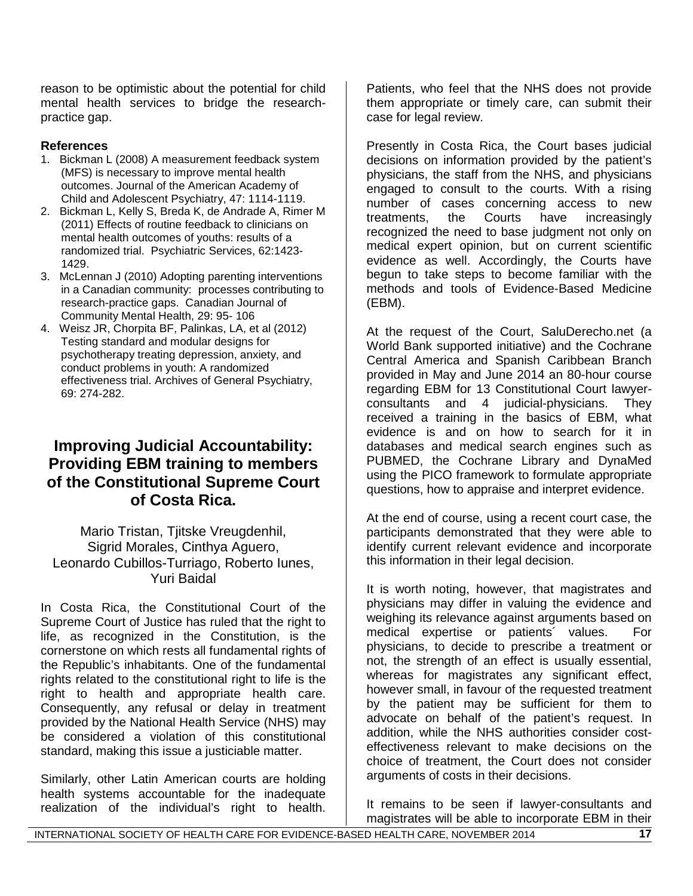reason to be optimistic about the potential for child mental health services to bridge the research-practice gap.

**References**

1. Bickman L (2008) A measurement feedback system (MFS) is necessary to improve mental health outcomes. Journal of the American Academy of Child and Adolescent Psychiatry, 47: 1114-1119.
2. Bickman L, Kelly S, Breda K, de Andrade A, Rimer M (2011) Effects of routine feedback to clinicians on mental health outcomes of youths: results of a randomized trial. Psychiatric Services, 62:1423-1429.
3. McLennan J (2010) Adopting parenting interventions in a Canadian community: processes contributing to research-practice gaps. Canadian Journal of Community Mental Health, 29: 95- 106
4. Weisz JR, Chorpita BF, Palinkas, LA, et al (2012) Testing standard and modular designs for psychotherapy treating depression, anxiety, and conduct problems in youth: A randomized effectiveness trial. Archives of General Psychiatry, 69: 274-282.

## Improving Judicial Accountability: Providing EBM training to members of the Constitutional Supreme Court of Costa Rica.

Mario Tristan, Tjitske Vreugdenhil, Sigrid Morales, Cinthya Aguero, Leonardo Cubillos-Turriago, Roberto Iunes, Yuri Baidal

In Costa Rica, the Constitutional Court of the Supreme Court of Justice has ruled that the right to life, as recognized in the Constitution, is the cornerstone on which rests all fundamental rights of the Republic's inhabitants. One of the fundamental rights related to the constitutional right to life is the right to health and appropriate health care. Consequently, any refusal or delay in treatment provided by the National Health Service (NHS) may be considered a violation of this constitutional standard, making this issue a justiciable matter.

Similarly, other Latin American courts are holding health systems accountable for the inadequate realization of the individual's right to health. Patients, who feel that the NHS does not provide them appropriate or timely care, can submit their case for legal review.

Presently in Costa Rica, the Court bases judicial decisions on information provided by the patient's physicians, the staff from the NHS, and physicians engaged to consult to the courts. With a rising number of cases concerning access to new treatments, the Courts have increasingly recognized the need to base judgment not only on medical expert opinion, but on current scientific evidence as well. Accordingly, the Courts have begun to take steps to become familiar with the methods and tools of Evidence-Based Medicine (EBM).

At the request of the Court, SaluDerecho.net (a World Bank supported initiative) and the Cochrane Central America and Spanish Caribbean Branch provided in May and June 2014 an 80-hour course regarding EBM for 13 Constitutional Court lawyer-consultants and 4 judicial-physicians. They received a training in the basics of EBM, what evidence is and on how to search for it in databases and medical search engines such as PUBMED, the Cochrane Library and DynaMed using the PICO framework to formulate appropriate questions, how to appraise and interpret evidence.

At the end of course, using a recent court case, the participants demonstrated that they were able to identify current relevant evidence and incorporate this information in their legal decision.

It is worth noting, however, that magistrates and physicians may differ in valuing the evidence and weighing its relevance against arguments based on medical expertise or patients´ values. For physicians, to decide to prescribe a treatment or not, the strength of an effect is usually essential, whereas for magistrates any significant effect, however small, in favour of the requested treatment by the patient may be sufficient for them to advocate on behalf of the patient's request. In addition, while the NHS authorities consider cost-effectiveness relevant to make decisions on the choice of treatment, the Court does not consider arguments of costs in their decisions.

It remains to be seen if lawyer-consultants and magistrates will be able to incorporate EBM in their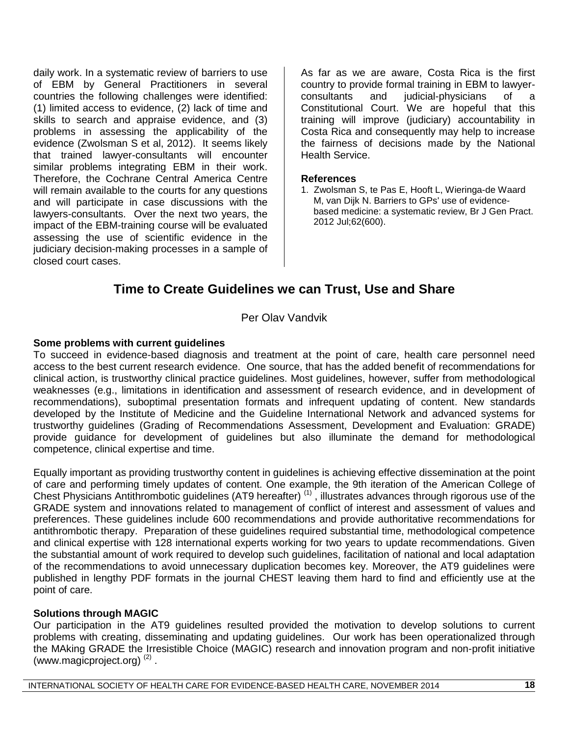daily work. In a systematic review of barriers to use of EBM by General Practitioners in several countries the following challenges were identified: (1) limited access to evidence, (2) lack of time and skills to search and appraise evidence, and (3) problems in assessing the applicability of the evidence (Zwolsman S et al, 2012). It seems likely that trained lawyer-consultants will encounter similar problems integrating EBM in their work. Therefore, the Cochrane Central America Centre will remain available to the courts for any questions and will participate in case discussions with the lawyers-consultants. Over the next two years, the impact of the EBM-training course will be evaluated assessing the use of scientific evidence in the judiciary decision-making processes in a sample of closed court cases.

As far as we are aware, Costa Rica is the first country to provide formal training in EBM to lawyer-consultants and judicial-physicians of a Constitutional Court. We are hopeful that this training will improve (judiciary) accountability in Costa Rica and consequently may help to increase the fairness of decisions made by the National Health Service.

**References**

1. Zwolsman S, te Pas E, Hooft L, Wieringa-de Waard M, van Dijk N. Barriers to GPs' use of evidence-based medicine: a systematic review, Br J Gen Pract. 2012 Jul;62(600).

## Time to Create Guidelines we can Trust, Use and Share

Per Olav Vandvik

**Some problems with current guidelines**

To succeed in evidence-based diagnosis and treatment at the point of care, health care personnel need access to the best current research evidence. One source, that has the added benefit of recommendations for clinical action, is trustworthy clinical practice guidelines. Most guidelines, however, suffer from methodological weaknesses (e.g., limitations in identification and assessment of research evidence, and in development of recommendations), suboptimal presentation formats and infrequent updating of content. New standards developed by the Institute of Medicine and the Guideline International Network and advanced systems for trustworthy guidelines (Grading of Recommendations Assessment, Development and Evaluation: GRADE) provide guidance for development of guidelines but also illuminate the demand for methodological competence, clinical expertise and time.

Equally important as providing trustworthy content in guidelines is achieving effective dissemination at the point of care and performing timely updates of content. One example, the 9th iteration of the American College of Chest Physicians Antithrombotic guidelines (AT9 hereafter) [(1)], illustrates advances through rigorous use of the GRADE system and innovations related to management of conflict of interest and assessment of values and preferences. These guidelines include 600 recommendations and provide authoritative recommendations for antithrombotic therapy. Preparation of these guidelines required substantial time, methodological competence and clinical expertise with 128 international experts working for two years to update recommendations. Given the substantial amount of work required to develop such guidelines, facilitation of national and local adaptation of the recommendations to avoid unnecessary duplication becomes key. Moreover, the AT9 guidelines were published in lengthy PDF formats in the journal CHEST leaving them hard to find and efficiently use at the point of care.

**Solutions through MAGIC**

Our participation in the AT9 guidelines resulted provided the motivation to develop solutions to current problems with creating, disseminating and updating guidelines. Our work has been operationalized through the MAking GRADE the Irresistible Choice (MAGIC) research and innovation program and non-profit initiative (www.magicproject.org) [(2)].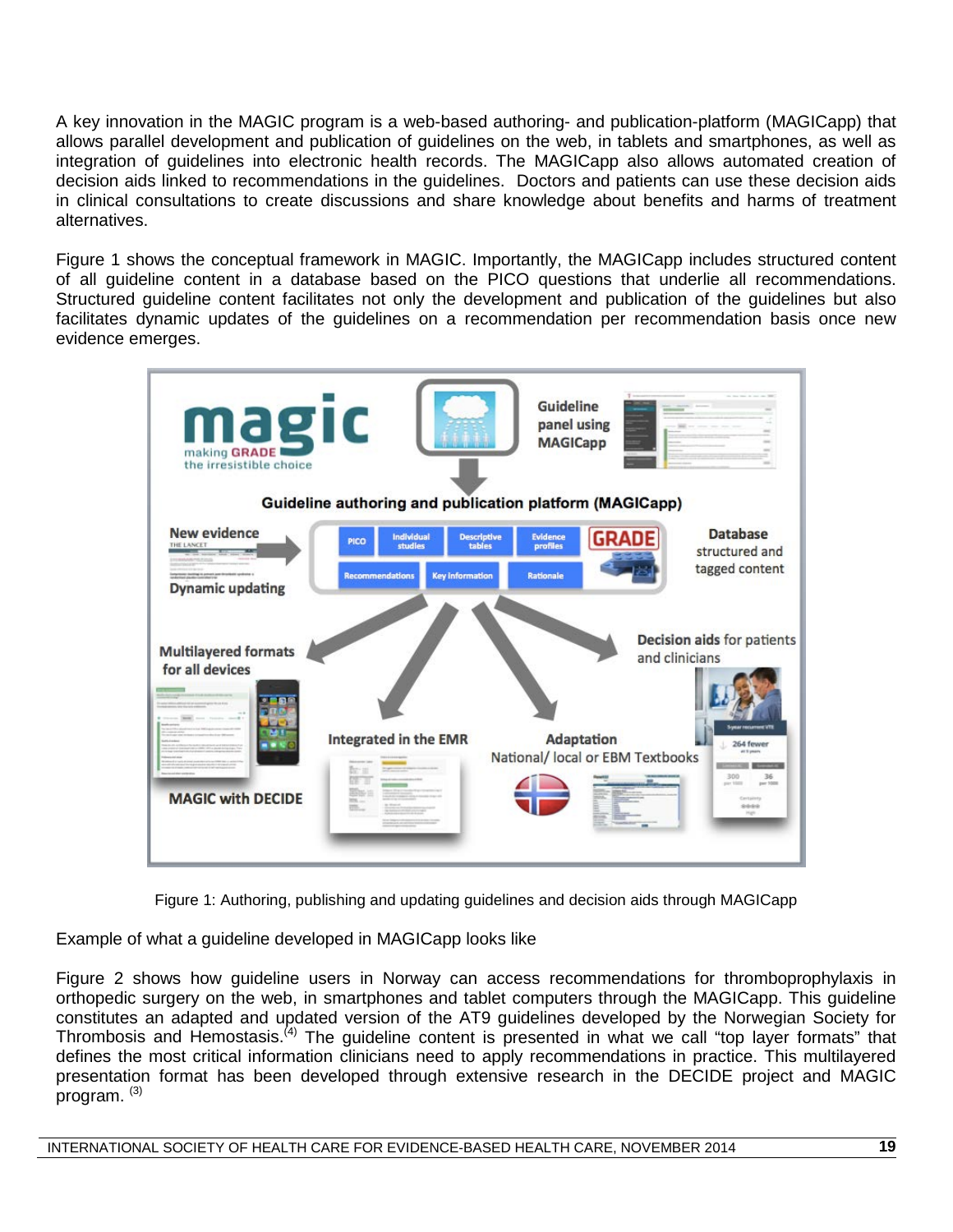A key innovation in the MAGIC program is a web-based authoring- and publication-platform (MAGICapp) that allows parallel development and publication of guidelines on the web, in tablets and smartphones, as well as integration of guidelines into electronic health records. The MAGICapp also allows automated creation of decision aids linked to recommendations in the guidelines. Doctors and patients can use these decision aids in clinical consultations to create discussions and share knowledge about benefits and harms of treatment alternatives.

Figure 1 shows the conceptual framework in MAGIC. Importantly, the MAGICapp includes structured content of all guideline content in a database based on the PICO questions that underlie all recommendations. Structured guideline content facilitates not only the development and publication of the guidelines but also facilitates dynamic updates of the guidelines on a recommendation per recommendation basis once new evidence emerges.

Figure 1: Authoring, publishing and updating guidelines and decision aids through MAGICapp

Example of what a guideline developed in MAGICapp looks like

Figure 2 shows how guideline users in Norway can access recommendations for thromboprophylaxis in orthopedic surgery on the web, in smartphones and tablet computers through the MAGICapp. This guideline constitutes an adapted and updated version of the AT9 guidelines developed by the Norwegian Society for Thrombosis and Hemostasis.[4] The guideline content is presented in what we call "top layer formats" that defines the most critical information clinicians need to apply recommendations in practice. This multilayered presentation format has been developed through extensive research in the DECIDE project and MAGIC program. [3]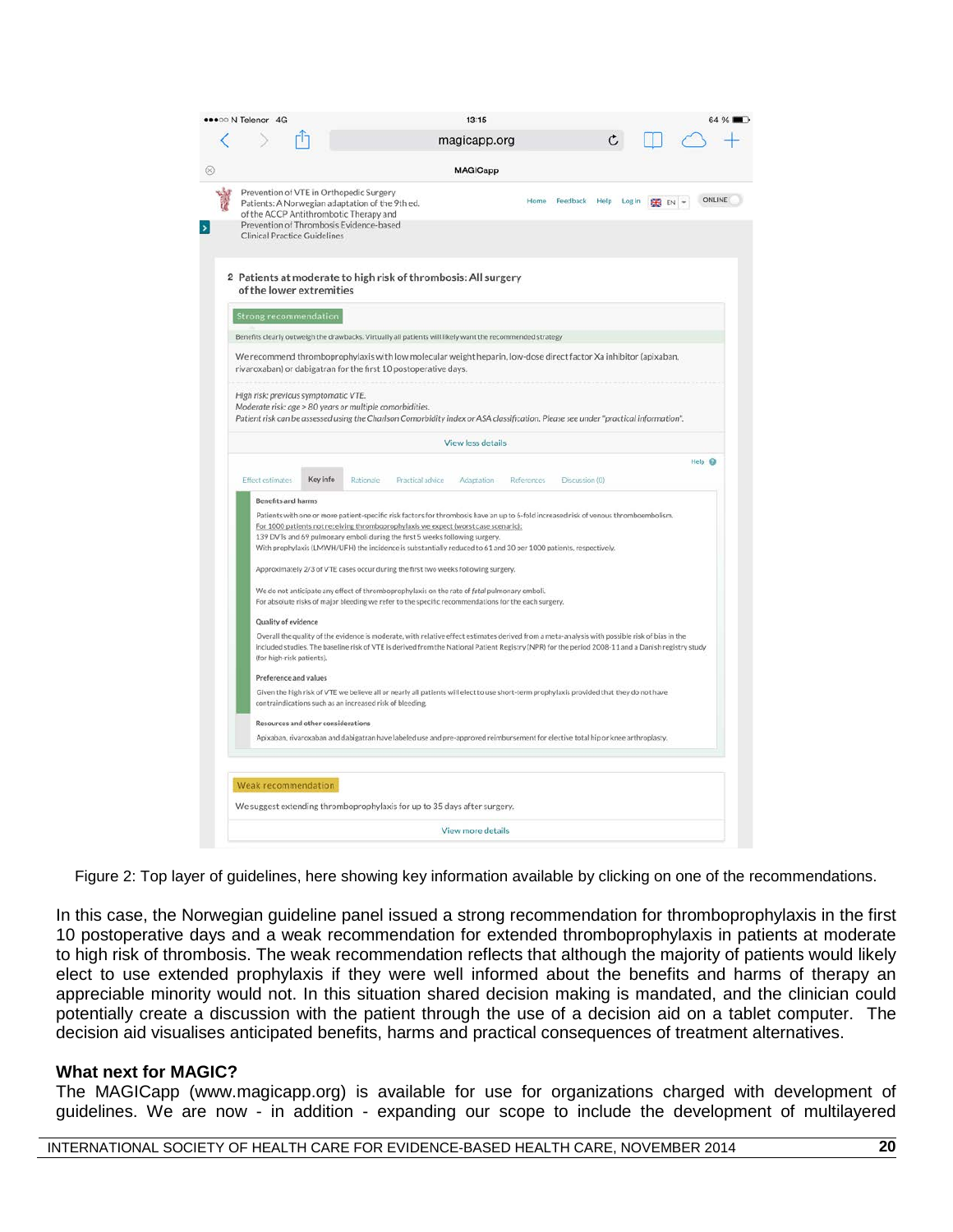Figure 2: Top layer of guidelines, here showing key information available by clicking on one of the recommendations.

In this case, the Norwegian guideline panel issued a strong recommendation for thromboprophylaxis in the first 10 postoperative days and a weak recommendation for extended thromboprophylaxis in patients at moderate to high risk of thrombosis. The weak recommendation reflects that although the majority of patients would likely elect to use extended prophylaxis if they were well informed about the benefits and harms of therapy an appreciable minority would not. In this situation shared decision making is mandated, and the clinician could potentially create a discussion with the patient through the use of a decision aid on a tablet computer. The decision aid visualises anticipated benefits, harms and practical consequences of treatment alternatives.

**What next for MAGIC?**

The MAGICapp (www.magicapp.org) is available for use for organizations charged with development of guidelines. We are now - in addition - expanding our scope to include the development of multilayered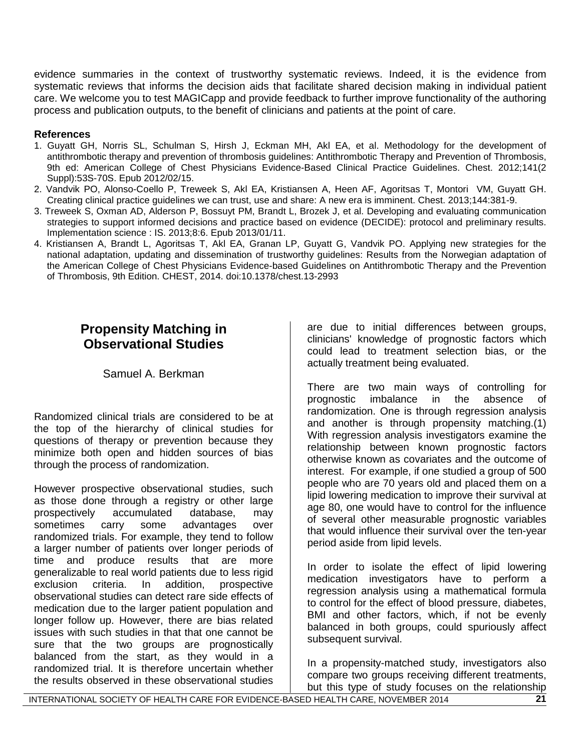evidence summaries in the context of trustworthy systematic reviews. Indeed, it is the evidence from systematic reviews that informs the decision aids that facilitate shared decision making in individual patient care. We welcome you to test MAGICapp and provide feedback to further improve functionality of the authoring process and publication outputs, to the benefit of clinicians and patients at the point of care.

**References**

1. Guyatt GH, Norris SL, Schulman S, Hirsh J, Eckman MH, Akl EA, et al. Methodology for the development of antithrombotic therapy and prevention of thrombosis guidelines: Antithrombotic Therapy and Prevention of Thrombosis, 9th ed: American College of Chest Physicians Evidence-Based Clinical Practice Guidelines. Chest. 2012;141(2 Suppl):53S-70S. Epub 2012/02/15.
2. Vandvik PO, Alonso-Coello P, Treweek S, Akl EA, Kristiansen A, Heen AF, Agoritsas T, Montori VM, Guyatt GH. Creating clinical practice guidelines we can trust, use and share: A new era is imminent. Chest. 2013;144:381-9.
3. Treweek S, Oxman AD, Alderson P, Bossuyt PM, Brandt L, Brozek J, et al. Developing and evaluating communication strategies to support informed decisions and practice based on evidence (DECIDE): protocol and preliminary results. Implementation science : IS. 2013;8:6. Epub 2013/01/11.
4. Kristiansen A, Brandt L, Agoritsas T, Akl EA, Granan LP, Guyatt G, Vandvik PO. Applying new strategies for the national adaptation, updating and dissemination of trustworthy guidelines: Results from the Norwegian adaptation of the American College of Chest Physicians Evidence-based Guidelines on Antithrombotic Therapy and the Prevention of Thrombosis, 9th Edition. CHEST, 2014. doi:10.1378/chest.13-2993

## Propensity Matching in Observational Studies

Samuel A. Berkman

Randomized clinical trials are considered to be at the top of the hierarchy of clinical studies for questions of therapy or prevention because they minimize both open and hidden sources of bias through the process of randomization.

However prospective observational studies, such as those done through a registry or other large prospectively accumulated database, may sometimes carry some advantages over randomized trials. For example, they tend to follow a larger number of patients over longer periods of time and produce results that are more generalizable to real world patients due to less rigid exclusion criteria. In addition, prospective observational studies can detect rare side effects of medication due to the larger patient population and longer follow up. However, there are bias related issues with such studies in that that one cannot be sure that the two groups are prognostically balanced from the start, as they would in a randomized trial. It is therefore uncertain whether the results observed in these observational studies are due to initial differences between groups, clinicians' knowledge of prognostic factors which could lead to treatment selection bias, or the actually treatment being evaluated.

There are two main ways of controlling for prognostic imbalance in the absence of randomization. One is through regression analysis and another is through propensity matching.(1) With regression analysis investigators examine the relationship between known prognostic factors otherwise known as covariates and the outcome of interest. For example, if one studied a group of 500 people who are 70 years old and placed them on a lipid lowering medication to improve their survival at age 80, one would have to control for the influence of several other measurable prognostic variables that would influence their survival over the ten-year period aside from lipid levels.

In order to isolate the effect of lipid lowering medication investigators have to perform a regression analysis using a mathematical formula to control for the effect of blood pressure, diabetes, BMI and other factors, which, if not be evenly balanced in both groups, could spuriously affect subsequent survival.

In a propensity-matched study, investigators also compare two groups receiving different treatments, but this type of study focuses on the relationship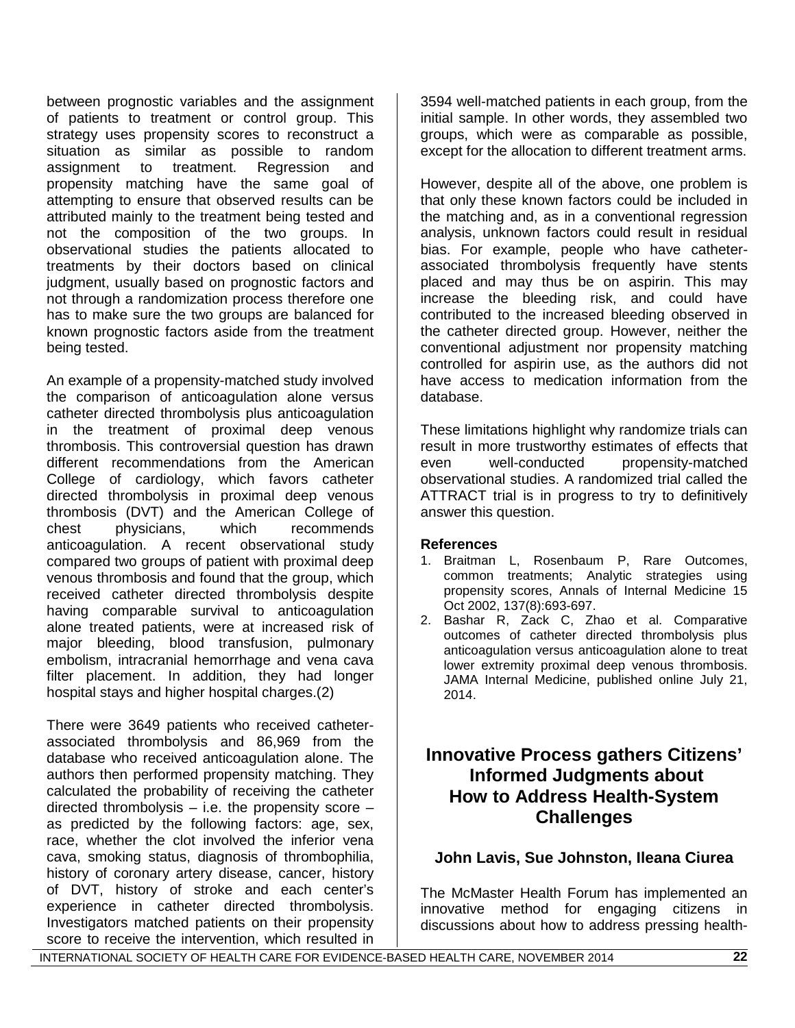between prognostic variables and the assignment of patients to treatment or control group. This strategy uses propensity scores to reconstruct a situation as similar as possible to random assignment to treatment. Regression and propensity matching have the same goal of attempting to ensure that observed results can be attributed mainly to the treatment being tested and not the composition of the two groups. In observational studies the patients allocated to treatments by their doctors based on clinical judgment, usually based on prognostic factors and not through a randomization process therefore one has to make sure the two groups are balanced for known prognostic factors aside from the treatment being tested.

An example of a propensity-matched study involved the comparison of anticoagulation alone versus catheter directed thrombolysis plus anticoagulation in the treatment of proximal deep venous thrombosis. This controversial question has drawn different recommendations from the American College of cardiology, which favors catheter directed thrombolysis in proximal deep venous thrombosis (DVT) and the American College of chest physicians, which recommends anticoagulation. A recent observational study compared two groups of patient with proximal deep venous thrombosis and found that the group, which received catheter directed thrombolysis despite having comparable survival to anticoagulation alone treated patients, were at increased risk of major bleeding, blood transfusion, pulmonary embolism, intracranial hemorrhage and vena cava filter placement. In addition, they had longer hospital stays and higher hospital charges.(2)

There were 3649 patients who received catheter-associated thrombolysis and 86,969 from the database who received anticoagulation alone. The authors then performed propensity matching. They calculated the probability of receiving the catheter directed thrombolysis – i.e. the propensity score – as predicted by the following factors: age, sex, race, whether the clot involved the inferior vena cava, smoking status, diagnosis of thrombophilia, history of coronary artery disease, cancer, history of DVT, history of stroke and each center's experience in catheter directed thrombolysis. Investigators matched patients on their propensity score to receive the intervention, which resulted in 3594 well-matched patients in each group, from the initial sample. In other words, they assembled two groups, which were as comparable as possible, except for the allocation to different treatment arms.

However, despite all of the above, one problem is that only these known factors could be included in the matching and, as in a conventional regression analysis, unknown factors could result in residual bias. For example, people who have catheter-associated thrombolysis frequently have stents placed and may thus be on aspirin. This may increase the bleeding risk, and could have contributed to the increased bleeding observed in the catheter directed group. However, neither the conventional adjustment nor propensity matching controlled for aspirin use, as the authors did not have access to medication information from the database.

These limitations highlight why randomize trials can result in more trustworthy estimates of effects that even well-conducted propensity-matched observational studies. A randomized trial called the ATTRACT trial is in progress to try to definitively answer this question.

**References**

1. Braitman L, Rosenbaum P, Rare Outcomes, common treatments; Analytic strategies using propensity scores, Annals of Internal Medicine 15 Oct 2002, 137(8):693-697.
2. Bashar R, Zack C, Zhao et al. Comparative outcomes of catheter directed thrombolysis plus anticoagulation versus anticoagulation alone to treat lower extremity proximal deep venous thrombosis. JAMA Internal Medicine, published online July 21, 2014.

## Innovative Process gathers Citizens' Informed Judgments about How to Address Health-System Challenges

**John Lavis, Sue Johnston, Ileana Ciurea**

The McMaster Health Forum has implemented an innovative method for engaging citizens in discussions about how to address pressing health-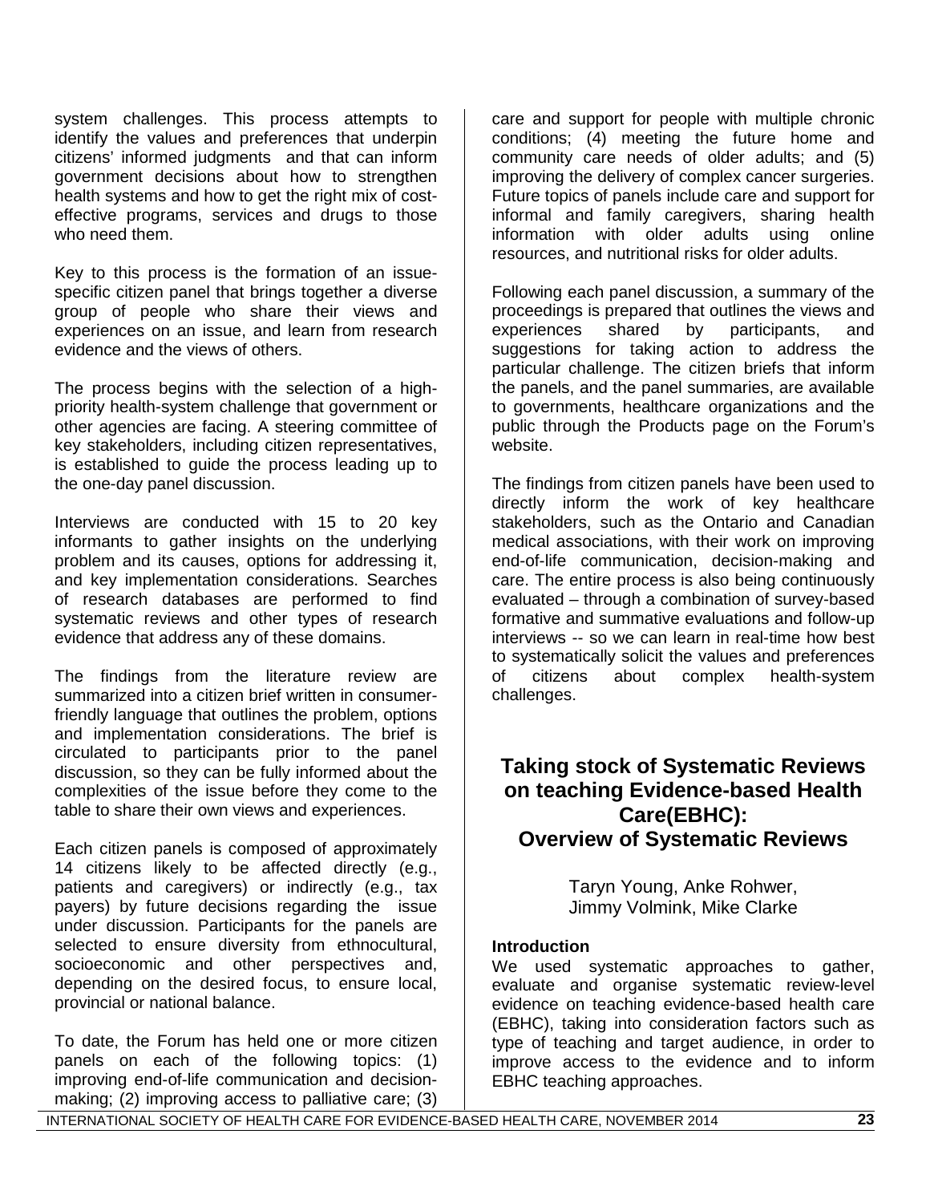system challenges. This process attempts to identify the values and preferences that underpin citizens' informed judgments and that can inform government decisions about how to strengthen health systems and how to get the right mix of cost-effective programs, services and drugs to those who need them.

Key to this process is the formation of an issue-specific citizen panel that brings together a diverse group of people who share their views and experiences on an issue, and learn from research evidence and the views of others.

The process begins with the selection of a high-priority health-system challenge that government or other agencies are facing. A steering committee of key stakeholders, including citizen representatives, is established to guide the process leading up to the one-day panel discussion.

Interviews are conducted with 15 to 20 key informants to gather insights on the underlying problem and its causes, options for addressing it, and key implementation considerations. Searches of research databases are performed to find systematic reviews and other types of research evidence that address any of these domains.

The findings from the literature review are summarized into a citizen brief written in consumer-friendly language that outlines the problem, options and implementation considerations. The brief is circulated to participants prior to the panel discussion, so they can be fully informed about the complexities of the issue before they come to the table to share their own views and experiences.

Each citizen panels is composed of approximately 14 citizens likely to be affected directly (e.g., patients and caregivers) or indirectly (e.g., tax payers) by future decisions regarding the issue under discussion. Participants for the panels are selected to ensure diversity from ethnocultural, socioeconomic and other perspectives and, depending on the desired focus, to ensure local, provincial or national balance.

To date, the Forum has held one or more citizen panels on each of the following topics: (1) improving end-of-life communication and decision-making; (2) improving access to palliative care; (3) care and support for people with multiple chronic conditions; (4) meeting the future home and community care needs of older adults; and (5) improving the delivery of complex cancer surgeries. Future topics of panels include care and support for informal and family caregivers, sharing health information with older adults using online resources, and nutritional risks for older adults.

Following each panel discussion, a summary of the proceedings is prepared that outlines the views and experiences shared by participants, and suggestions for taking action to address the particular challenge. The citizen briefs that inform the panels, and the panel summaries, are available to governments, healthcare organizations and the public through the Products page on the Forum's website.

The findings from citizen panels have been used to directly inform the work of key healthcare stakeholders, such as the Ontario and Canadian medical associations, with their work on improving end-of-life communication, decision-making and care. The entire process is also being continuously evaluated – through a combination of survey-based formative and summative evaluations and follow-up interviews -- so we can learn in real-time how best to systematically solicit the values and preferences of citizens about complex health-system challenges.

## Taking stock of Systematic Reviews on teaching Evidence-based Health Care(EBHC): Overview of Systematic Reviews

Taryn Young, Anke Rohwer, Jimmy Volmink, Mike Clarke

**Introduction**

We used systematic approaches to gather, evaluate and organise systematic review-level evidence on teaching evidence-based health care (EBHC), taking into consideration factors such as type of teaching and target audience, in order to improve access to the evidence and to inform EBHC teaching approaches.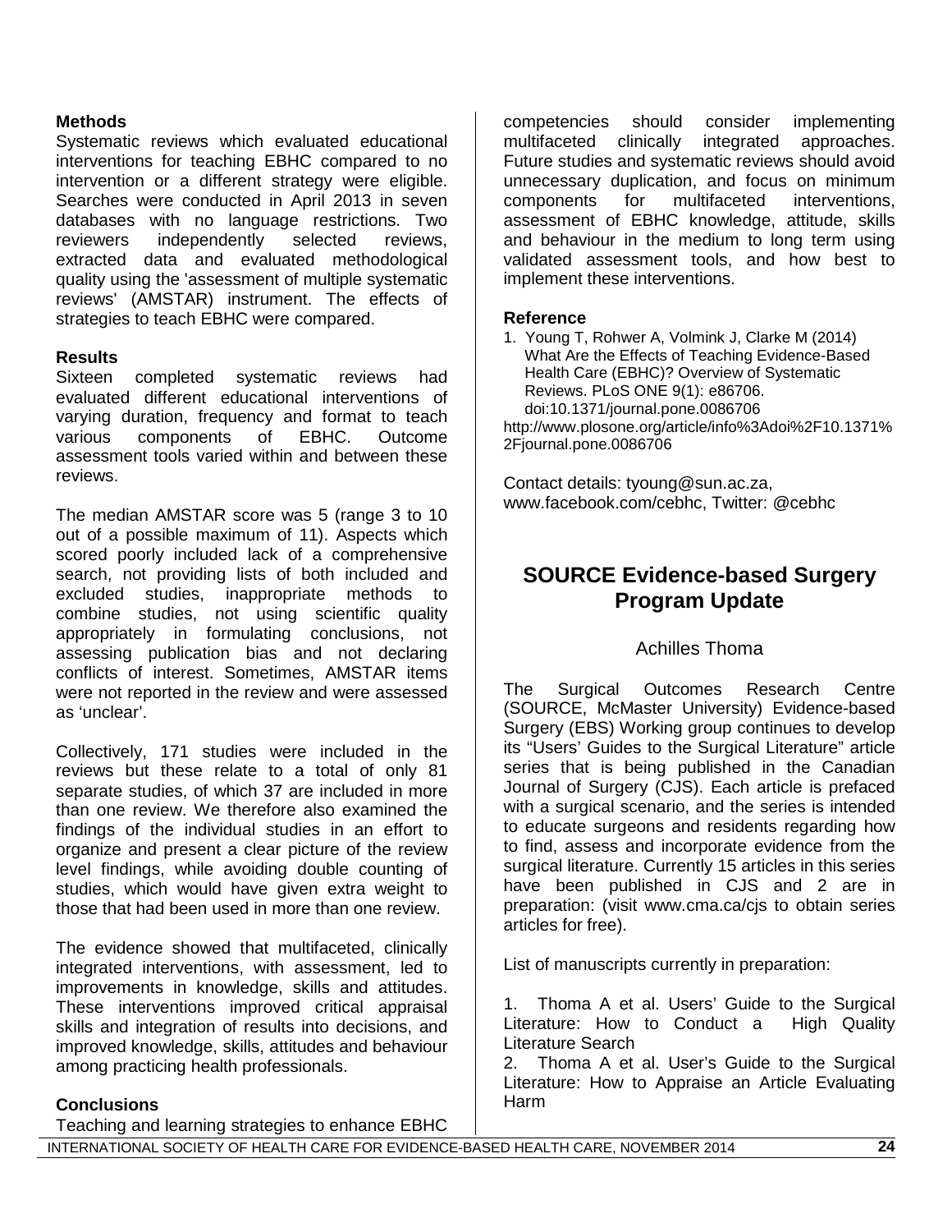**Methods**

Systematic reviews which evaluated educational interventions for teaching EBHC compared to no intervention or a different strategy were eligible. Searches were conducted in April 2013 in seven databases with no language restrictions. Two reviewers independently selected reviews, extracted data and evaluated methodological quality using the 'assessment of multiple systematic reviews' (AMSTAR) instrument. The effects of strategies to teach EBHC were compared.

**Results**

Sixteen completed systematic reviews had evaluated different educational interventions of varying duration, frequency and format to teach various components of EBHC. Outcome assessment tools varied within and between these reviews.

The median AMSTAR score was 5 (range 3 to 10 out of a possible maximum of 11). Aspects which scored poorly included lack of a comprehensive search, not providing lists of both included and excluded studies, inappropriate methods to combine studies, not using scientific quality appropriately in formulating conclusions, not assessing publication bias and not declaring conflicts of interest. Sometimes, AMSTAR items were not reported in the review and were assessed as 'unclear'.

Collectively, 171 studies were included in the reviews but these relate to a total of only 81 separate studies, of which 37 are included in more than one review. We therefore also examined the findings of the individual studies in an effort to organize and present a clear picture of the review level findings, while avoiding double counting of studies, which would have given extra weight to those that had been used in more than one review.

The evidence showed that multifaceted, clinically integrated interventions, with assessment, led to improvements in knowledge, skills and attitudes. These interventions improved critical appraisal skills and integration of results into decisions, and improved knowledge, skills, attitudes and behaviour among practicing health professionals.

**Conclusions**

Teaching and learning strategies to enhance EBHC competencies should consider implementing multifaceted clinically integrated approaches. Future studies and systematic reviews should avoid unnecessary duplication, and focus on minimum components for multifaceted interventions, assessment of EBHC knowledge, attitude, skills and behaviour in the medium to long term using validated assessment tools, and how best to implement these interventions.

**Reference**

1. Young T, Rohwer A, Volmink J, Clarke M (2014) What Are the Effects of Teaching Evidence-Based Health Care (EBHC)? Overview of Systematic Reviews. PLoS ONE 9(1): e86706. doi:10.1371/journal.pone.0086706

http://www.plosone.org/article/info%3Adoi%2F10.1371%2Fjournal.pone.0086706

Contact details: tyoung@sun.ac.za, www.facebook.com/cebhc, Twitter: @cebhc

## SOURCE Evidence-based Surgery Program Update

Achilles Thoma

The Surgical Outcomes Research Centre (SOURCE, McMaster University) Evidence-based Surgery (EBS) Working group continues to develop its "Users' Guides to the Surgical Literature" article series that is being published in the Canadian Journal of Surgery (CJS). Each article is prefaced with a surgical scenario, and the series is intended to educate surgeons and residents regarding how to find, assess and incorporate evidence from the surgical literature. Currently 15 articles in this series have been published in CJS and 2 are in preparation: (visit www.cma.ca/cjs to obtain series articles for free).

List of manuscripts currently in preparation:

1. Thoma A et al. Users' Guide to the Surgical Literature: How to Conduct a High Quality Literature Search
2. Thoma A et al. User's Guide to the Surgical Literature: How to Appraise an Article Evaluating Harm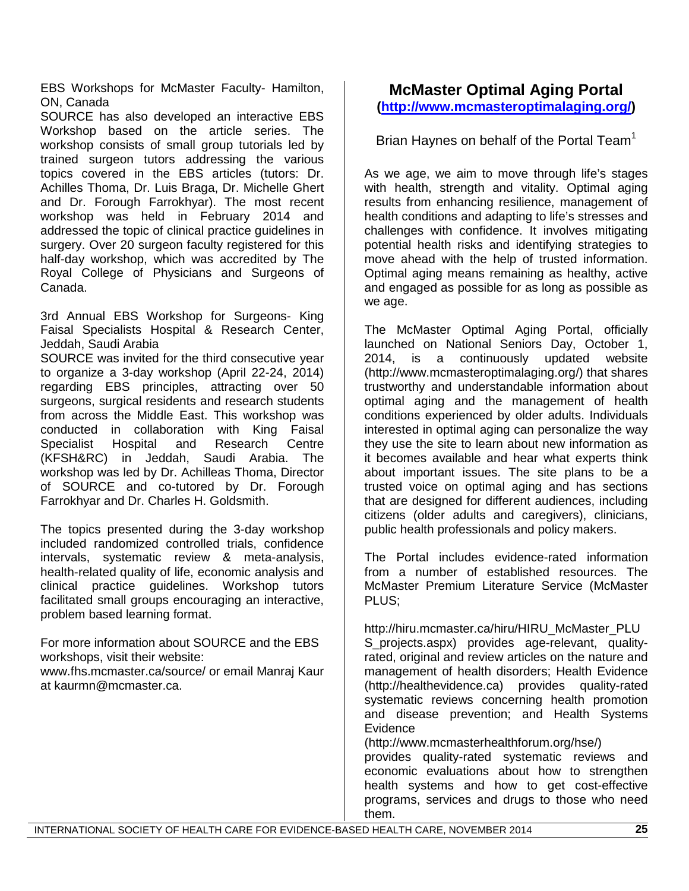EBS Workshops for McMaster Faculty- Hamilton, ON, Canada

SOURCE has also developed an interactive EBS Workshop based on the article series. The workshop consists of small group tutorials led by trained surgeon tutors addressing the various topics covered in the EBS articles (tutors: Dr. Achilles Thoma, Dr. Luis Braga, Dr. Michelle Ghert and Dr. Forough Farrokhyar). The most recent workshop was held in February 2014 and addressed the topic of clinical practice guidelines in surgery. Over 20 surgeon faculty registered for this half-day workshop, which was accredited by The Royal College of Physicians and Surgeons of Canada.

3rd Annual EBS Workshop for Surgeons- King Faisal Specialists Hospital & Research Center, Jeddah, Saudi Arabia

SOURCE was invited for the third consecutive year to organize a 3-day workshop (April 22-24, 2014) regarding EBS principles, attracting over 50 surgeons, surgical residents and research students from across the Middle East. This workshop was conducted in collaboration with King Faisal Specialist Hospital and Research Centre (KFSH&RC) in Jeddah, Saudi Arabia. The workshop was led by Dr. Achilleas Thoma, Director of SOURCE and co-tutored by Dr. Forough Farrokhyar and Dr. Charles H. Goldsmith.

The topics presented during the 3-day workshop included randomized controlled trials, confidence intervals, systematic review & meta-analysis, health-related quality of life, economic analysis and clinical practice guidelines. Workshop tutors facilitated small groups encouraging an interactive, problem based learning format.

For more information about SOURCE and the EBS workshops, visit their website:
www.fhs.mcmaster.ca/source/ or email Manraj Kaur at kaurmn@mcmaster.ca.

## McMaster Optimal Aging Portal
**([http://www.mcmasteroptimalaging.org/](http://www.mcmasteroptimalaging.org/))**

Brian Haynes on behalf of the Portal Team[1]

As we age, we aim to move through life's stages with health, strength and vitality. Optimal aging results from enhancing resilience, management of health conditions and adapting to life's stresses and challenges with confidence. It involves mitigating potential health risks and identifying strategies to move ahead with the help of trusted information. Optimal aging means remaining as healthy, active and engaged as possible for as long as possible as we age.

The McMaster Optimal Aging Portal, officially launched on National Seniors Day, October 1, 2014, is a continuously updated website (http://www.mcmasteroptimalaging.org/) that shares trustworthy and understandable information about optimal aging and the management of health conditions experienced by older adults. Individuals interested in optimal aging can personalize the way they use the site to learn about new information as it becomes available and hear what experts think about important issues. The site plans to be a trusted voice on optimal aging and has sections that are designed for different audiences, including citizens (older adults and caregivers), clinicians, public health professionals and policy makers.

The Portal includes evidence-rated information from a number of established resources. The McMaster Premium Literature Service (McMaster PLUS;

http://hiru.mcmaster.ca/hiru/HIRU_McMaster_PLUS_projects.aspx) provides age-relevant, quality-rated, original and review articles on the nature and management of health disorders; Health Evidence (http://healthevidence.ca) provides quality-rated systematic reviews concerning health promotion and disease prevention; and Health Systems Evidence (http://www.mcmasterhealthforum.org/hse/) provides quality-rated systematic reviews and economic evaluations about how to strengthen health systems and how to get cost-effective programs, services and drugs to those who need them.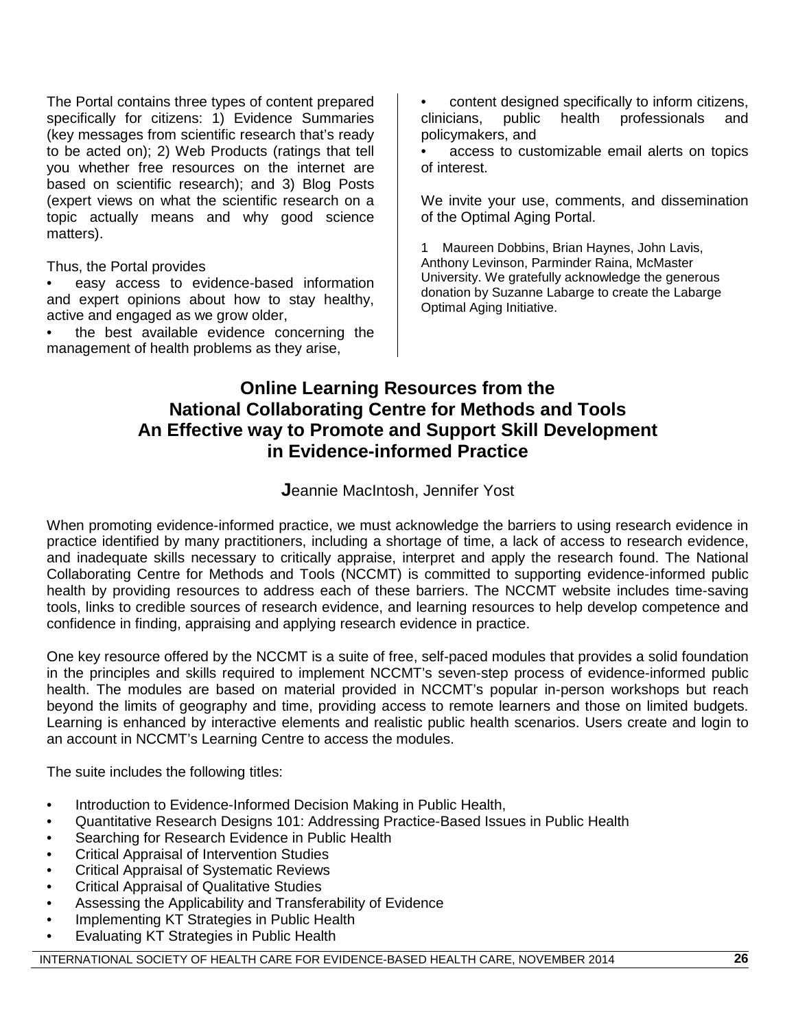The Portal contains three types of content prepared specifically for citizens: 1) Evidence Summaries (key messages from scientific research that's ready to be acted on); 2) Web Products (ratings that tell you whether free resources on the internet are based on scientific research); and 3) Blog Posts (expert views on what the scientific research on a topic actually means and why good science matters).

Thus, the Portal provides

- easy access to evidence-based information and expert opinions about how to stay healthy, active and engaged as we grow older,
- the best available evidence concerning the management of health problems as they arise,
- content designed specifically to inform citizens, clinicians, public health professionals and policymakers, and
- access to customizable email alerts on topics of interest.

We invite your use, comments, and dissemination of the Optimal Aging Portal.

1 Maureen Dobbins, Brian Haynes, John Lavis, Anthony Levinson, Parminder Raina, McMaster University. We gratefully acknowledge the generous donation by Suzanne Labarge to create the Labarge Optimal Aging Initiative.

## Online Learning Resources from the National Collaborating Centre for Methods and Tools An Effective way to Promote and Support Skill Development in Evidence-informed Practice

**J**eannie MacIntosh, Jennifer Yost

When promoting evidence-informed practice, we must acknowledge the barriers to using research evidence in practice identified by many practitioners, including a shortage of time, a lack of access to research evidence, and inadequate skills necessary to critically appraise, interpret and apply the research found. The National Collaborating Centre for Methods and Tools (NCCMT) is committed to supporting evidence-informed public health by providing resources to address each of these barriers. The NCCMT website includes time-saving tools, links to credible sources of research evidence, and learning resources to help develop competence and confidence in finding, appraising and applying research evidence in practice.

One key resource offered by the NCCMT is a suite of free, self-paced modules that provides a solid foundation in the principles and skills required to implement NCCMT's seven-step process of evidence-informed public health. The modules are based on material provided in NCCMT's popular in-person workshops but reach beyond the limits of geography and time, providing access to remote learners and those on limited budgets. Learning is enhanced by interactive elements and realistic public health scenarios. Users create and login to an account in NCCMT's Learning Centre to access the modules.

The suite includes the following titles:

- Introduction to Evidence-Informed Decision Making in Public Health,
- Quantitative Research Designs 101: Addressing Practice-Based Issues in Public Health
- Searching for Research Evidence in Public Health
- Critical Appraisal of Intervention Studies
- Critical Appraisal of Systematic Reviews
- Critical Appraisal of Qualitative Studies
- Assessing the Applicability and Transferability of Evidence
- Implementing KT Strategies in Public Health
- Evaluating KT Strategies in Public Health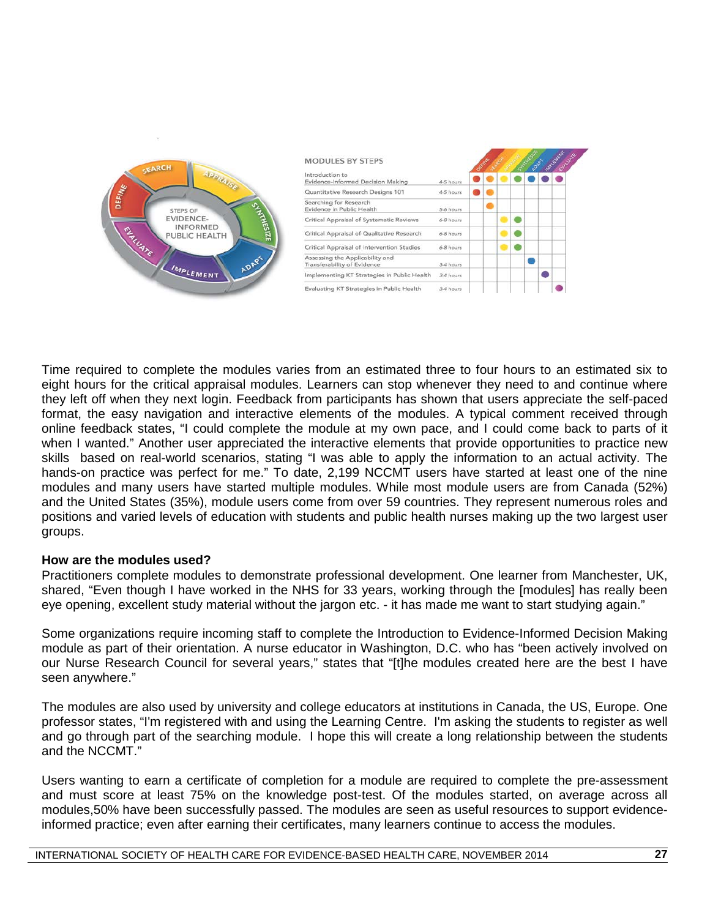**MODULES BY STEPS**

| Module | Hours | Define | Search | Appraise | Synthesize | Adapt | Implement | Evaluate |
|---|---|---|---|---|---|---|---|---|
| Introduction to Evidence-Informed Decision Making | 4-5 hours | ● | ● | ● | ● | ● | ● | ● |
| Quantitative Research Designs 101 | 4-5 hours | ● | ● | | | | | |
| Searching for Research Evidence in Public Health | 5-6 hours | | ● | | | | | |
| Critical Appraisal of Systematic Reviews | 6-8 hours | | | ● | ● | | | |
| Critical Appraisal of Qualitative Research | 6-8 hours | | | ● | ● | | | |
| Critical Appraisal of Intervention Studies | 6-8 hours | | | ● | ● | | | |
| Assessing the Applicability and Transferability of Evidence | 3-4 hours | | | | | ● | | |
| Implementing KT Strategies in Public Health | 3-4 hours | | | | | | ● | |
| Evaluating KT Strategies in Public Health | 3-4 hours | | | | | | | ● |

Time required to complete the modules varies from an estimated three to four hours to an estimated six to eight hours for the critical appraisal modules. Learners can stop whenever they need to and continue where they left off when they next login. Feedback from participants has shown that users appreciate the self-paced format, the easy navigation and interactive elements of the modules. A typical comment received through online feedback states, "I could complete the module at my own pace, and I could come back to parts of it when I wanted." Another user appreciated the interactive elements that provide opportunities to practice new skills based on real-world scenarios, stating "I was able to apply the information to an actual activity. The hands-on practice was perfect for me." To date, 2,199 NCCMT users have started at least one of the nine modules and many users have started multiple modules. While most module users are from Canada (52%) and the United States (35%), module users come from over 59 countries. They represent numerous roles and positions and varied levels of education with students and public health nurses making up the two largest user groups.

**How are the modules used?**

Practitioners complete modules to demonstrate professional development. One learner from Manchester, UK, shared, "Even though I have worked in the NHS for 33 years, working through the [modules] has really been eye opening, excellent study material without the jargon etc. - it has made me want to start studying again."

Some organizations require incoming staff to complete the Introduction to Evidence-Informed Decision Making module as part of their orientation. A nurse educator in Washington, D.C. who has "been actively involved on our Nurse Research Council for several years," states that "[t]he modules created here are the best I have seen anywhere."

The modules are also used by university and college educators at institutions in Canada, the US, Europe. One professor states, "I'm registered with and using the Learning Centre. I'm asking the students to register as well and go through part of the searching module. I hope this will create a long relationship between the students and the NCCMT."

Users wanting to earn a certificate of completion for a module are required to complete the pre-assessment and must score at least 75% on the knowledge post-test. Of the modules started, on average across all modules,50% have been successfully passed. The modules are seen as useful resources to support evidence-informed practice; even after earning their certificates, many learners continue to access the modules.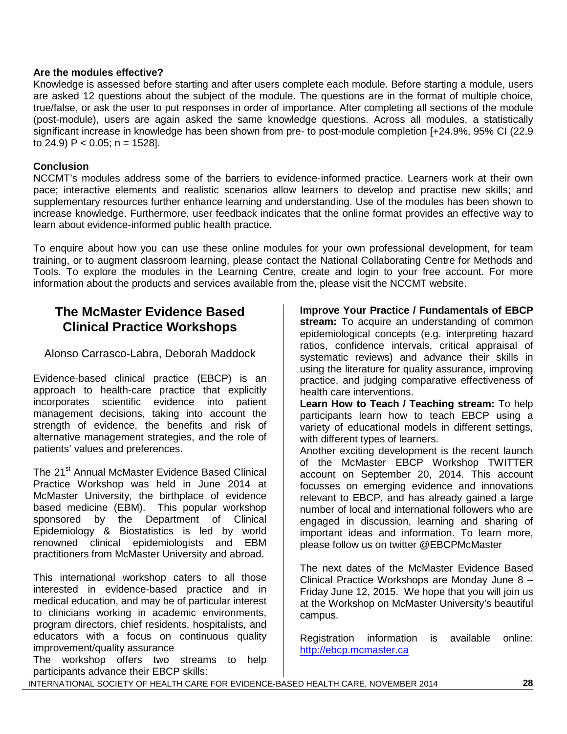**Are the modules effective?**

Knowledge is assessed before starting and after users complete each module. Before starting a module, users are asked 12 questions about the subject of the module. The questions are in the format of multiple choice, true/false, or ask the user to put responses in order of importance. After completing all sections of the module (post-module), users are again asked the same knowledge questions. Across all modules, a statistically significant increase in knowledge has been shown from pre- to post-module completion [+24.9%, 95% CI (22.9 to 24.9) $P < 0.05$; $n = 1528$].

**Conclusion**

NCCMT's modules address some of the barriers to evidence-informed practice. Learners work at their own pace; interactive elements and realistic scenarios allow learners to develop and practise new skills; and supplementary resources further enhance learning and understanding. Use of the modules has been shown to increase knowledge. Furthermore, user feedback indicates that the online format provides an effective way to learn about evidence-informed public health practice.

To enquire about how you can use these online modules for your own professional development, for team training, or to augment classroom learning, please contact the National Collaborating Centre for Methods and Tools. To explore the modules in the Learning Centre, create and login to your free account. For more information about the products and services available from the, please visit the NCCMT website.

## The McMaster Evidence Based Clinical Practice Workshops

Alonso Carrasco-Labra, Deborah Maddock

Evidence-based clinical practice (EBCP) is an approach to health-care practice that explicitly incorporates scientific evidence into patient management decisions, taking into account the strength of evidence, the benefits and risk of alternative management strategies, and the role of patients' values and preferences.

The 21st Annual McMaster Evidence Based Clinical Practice Workshop was held in June 2014 at McMaster University, the birthplace of evidence based medicine (EBM). This popular workshop sponsored by the Department of Clinical Epidemiology & Biostatistics is led by world renowned clinical epidemiologists and EBM practitioners from McMaster University and abroad.

This international workshop caters to all those interested in evidence-based practice and in medical education, and may be of particular interest to clinicians working in academic environments, program directors, chief residents, hospitalists, and educators with a focus on continuous quality improvement/quality assurance

The workshop offers two streams to help participants advance their EBCP skills:

**Improve Your Practice / Fundamentals of EBCP stream:** To acquire an understanding of common epidemiological concepts (e.g. interpreting hazard ratios, confidence intervals, critical appraisal of systematic reviews) and advance their skills in using the literature for quality assurance, improving practice, and judging comparative effectiveness of health care interventions.

**Learn How to Teach / Teaching stream:** To help participants learn how to teach EBCP using a variety of educational models in different settings, with different types of learners.

Another exciting development is the recent launch of the McMaster EBCP Workshop TWITTER account on September 20, 2014. This account focusses on emerging evidence and innovations relevant to EBCP, and has already gained a large number of local and international followers who are engaged in discussion, learning and sharing of important ideas and information. To learn more, please follow us on twitter @EBCPMcMaster

The next dates of the McMaster Evidence Based Clinical Practice Workshops are Monday June 8 – Friday June 12, 2015. We hope that you will join us at the Workshop on McMaster University's beautiful campus.

Registration information is available online: http://ebcp.mcmaster.ca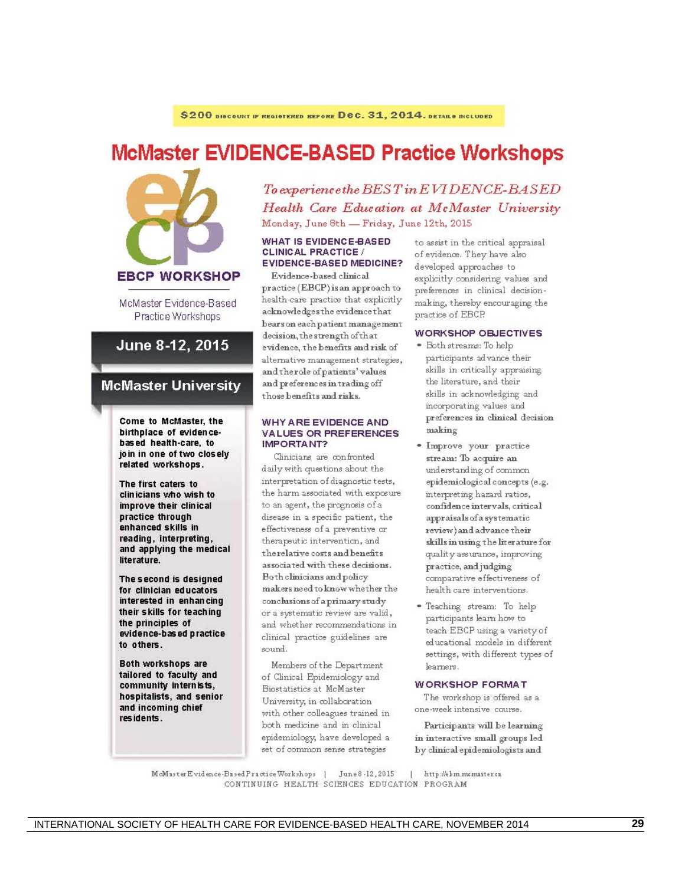$200 DISCOUNT IF REGISTERED BEFORE Dec. 31, 2014. DETAILS INCLUDED

# McMaster EVIDENCE-BASED Practice Workshops

**EBCP WORKSHOP**

McMaster Evidence-Based Practice Workshops

## June 8-12, 2015

## McMaster University

**Come to McMaster, the birthplace of evidence-based health-care, to join in one of two closely related workshops.**

**The first caters to clinicians who wish to improve their clinical practice through enhanced skills in reading, interpreting, and applying the medical literature.**

**The second is designed for clinician educators interested in enhancing their skills for teaching the principles of evidence-based practice to others.**

**Both workshops are tailored to faculty and community internists, hospitalists, and senior and incoming chief residents.**

*To experience the BEST in EVIDENCE-BASED Health Care Education at McMaster University*

Monday, June 8th — Friday, June 12th, 2015

### WHAT IS EVIDENCE-BASED CLINICAL PRACTICE / EVIDENCE-BASED MEDICINE?

Evidence-based clinical practice (EBCP) is an approach to health-care practice that explicitly acknowledges the evidence that bears on each patient management decision, the strength of that evidence, the benefits and risk of alternative management strategies, and the role of patients' values and preferences in trading off those benefits and risks.

### WHY ARE EVIDENCE AND VALUES OR PREFERENCES IMPORTANT?

Clinicians are confronted daily with questions about the interpretation of diagnostic tests, the harm associated with exposure to an agent, the prognosis of a disease in a specific patient, the effectiveness of a preventive or therapeutic intervention, and the relative costs and benefits associated with these decisions. Both clinicians and policy makers need to know whether the conclusions of a primary study or a systematic review are valid, and whether recommendations in clinical practice guidelines are sound.

Members of the Department of Clinical Epidemiology and Biostatistics at McMaster University, in collaboration with other colleagues trained in both medicine and in clinical epidemiology, have developed a set of common sense strategies to assist in the critical appraisal of evidence. They have also developed approaches to explicitly considering values and preferences in clinical decision-making, thereby encouraging the practice of EBCP.

### WORKSHOP OBJECTIVES

- Both streams: To help participants advance their skills in critically appraising the literature, and their skills in acknowledging and incorporating values and preferences in clinical decision making
- Improve your practice stream: To acquire an understanding of common epidemiological concepts (e.g. interpreting hazard ratios, confidence intervals, critical appraisals of a systematic review) and advance their skills in using the literature for quality assurance, improving practice, and judging comparative effectiveness of health care interventions.
- Teaching stream: To help participants learn how to teach EBCP using a variety of educational models in different settings, with different types of learners.

### WORKSHOP FORMAT

The workshop is offered as a one-week intensive course.

Participants will be learning in interactive small groups led by clinical epidemiologists and

McMaster Evidence-Based Practice Workshops | June 8-12, 2015 | http://ebm.mcmaster.ca
CONTINUING HEALTH SCIENCES EDUCATION PROGRAM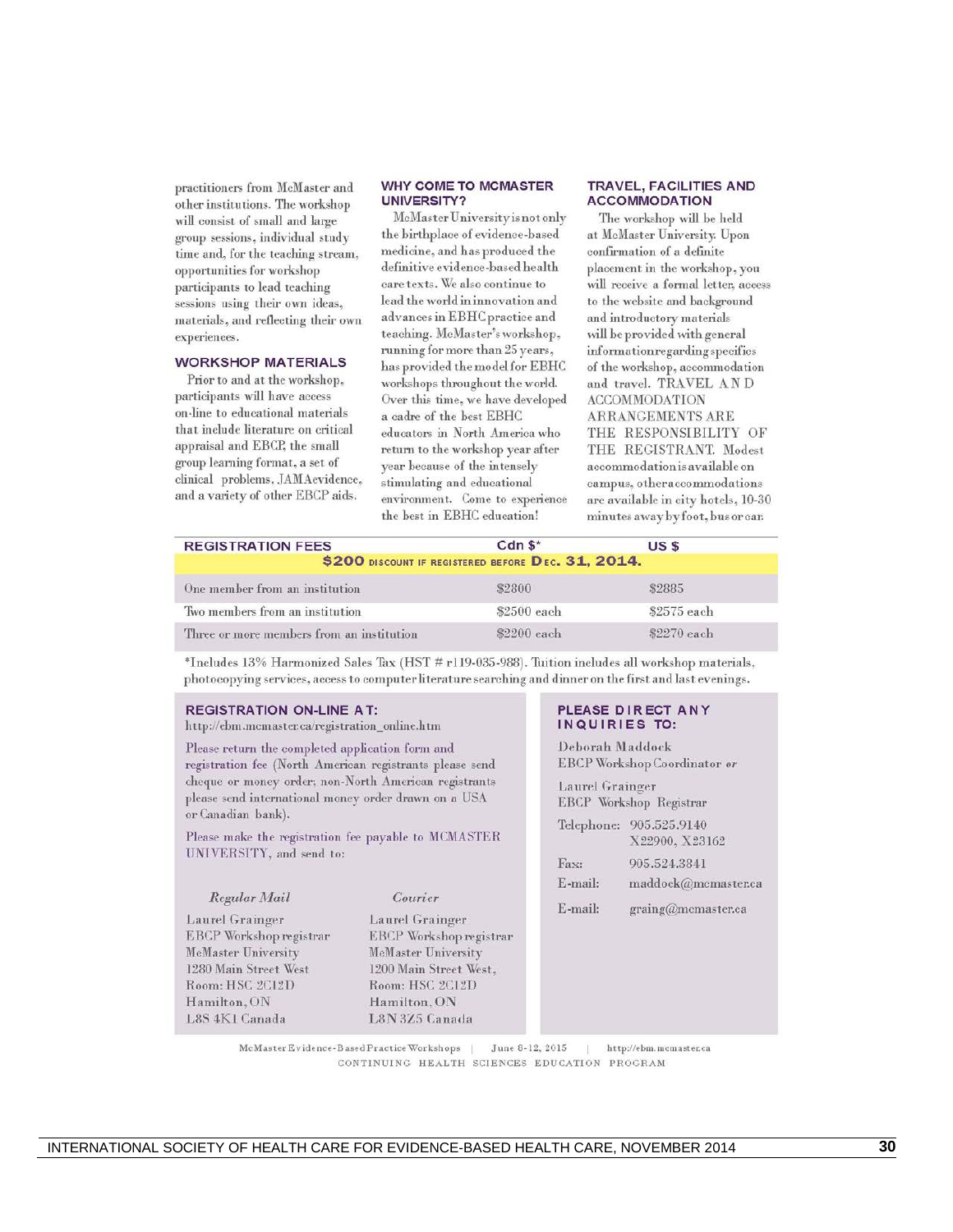practitioners from McMaster and other institutions. The workshop will consist of small and large group sessions, individual study time and, for the teaching stream, opportunities for workshop participants to lead teaching sessions using their own ideas, materials, and reflecting their own experiences.

### WORKSHOP MATERIALS

Prior to and at the workshop, participants will have access on-line to educational materials that include literature on critical appraisal and EBCP, the small group learning format, a set of clinical problems, JAMAevidence, and a variety of other EBCP aids.

### WHY COME TO MCMASTER UNIVERSITY?

McMaster University is not only the birthplace of evidence-based medicine, and has produced the definitive evidence-based health care texts. We also continue to lead the world in innovation and advances in EBHC practice and teaching. McMaster's workshop, running for more than 25 years, has provided the model for EBHC workshops throughout the world. Over this time, we have developed a cadre of the best EBHC educators in North America who return to the workshop year after year because of the intensely stimulating and educational environment. Come to experience the best in EBHC education!

### TRAVEL, FACILITIES AND ACCOMMODATION

The workshop will be held at McMaster University. Upon confirmation of a definite placement in the workshop, you will receive a formal letter, access to the website and background and introductory materials will be provided with general information regarding specifics of the workshop, accommodation and travel. TRAVEL AND ACCOMMODATION ARRANGEMENTS ARE THE RESPONSIBILITY OF THE REGISTRANT. Modest accommodation is available on campus, other accommodations are available in city hotels, 10-30 minutes away by foot, bus or car.

| REGISTRATION FEES | Cdn $* | US $ |
|---|---|---|
| **$200 DISCOUNT IF REGISTERED BEFORE DEC. 31, 2014.** | | |
| One member from an institution | $2800 | $2885 |
| Two members from an institution | $2500 each | $2575 each |
| Three or more members from an institution | $2200 each | $2270 each |

*Includes 13% Harmonized Sales Tax (HST # r119-035-988). Tuition includes all workshop materials, photocopying services, access to computer literature searching and dinner on the first and last evenings.

### REGISTRATION ON-LINE AT:

http://ebm.mcmaster.ca/registration_online.htm

Please return the completed application form and registration fee (North American registrants please send cheque or money order; non-North American registrants please send international money order drawn on a USA or Canadian bank).

Please make the registration fee payable to MCMASTER UNIVERSITY, and send to:

*Regular Mail*

Laurel Grainger
EBCP Workshop registrar
McMaster University
1280 Main Street West
Room: HSC 2C12D
Hamilton, ON
L8S 4K1 Canada

*Courier*

Laurel Grainger
EBCP Workshop registrar
McMaster University
1200 Main Street West,
Room: HSC 2C12D
Hamilton, ON
L8N 3Z5 Canada

### PLEASE DIRECT ANY INQUIRIES TO:

Deborah Maddock
EBCP Workshop Coordinator *or*

Laurel Grainger
EBCP Workshop Registrar

Telephone: 905.525.9140 X22900, X23162

Fax: 905.524.3841

E-mail: maddock@mcmaster.ca

E-mail: graing@mcmaster.ca

McMaster Evidence-Based Practice Workshops | June 8-12, 2015 | http://ebm.mcmaster.ca
CONTINUING HEALTH SCIENCES EDUCATION PROGRAM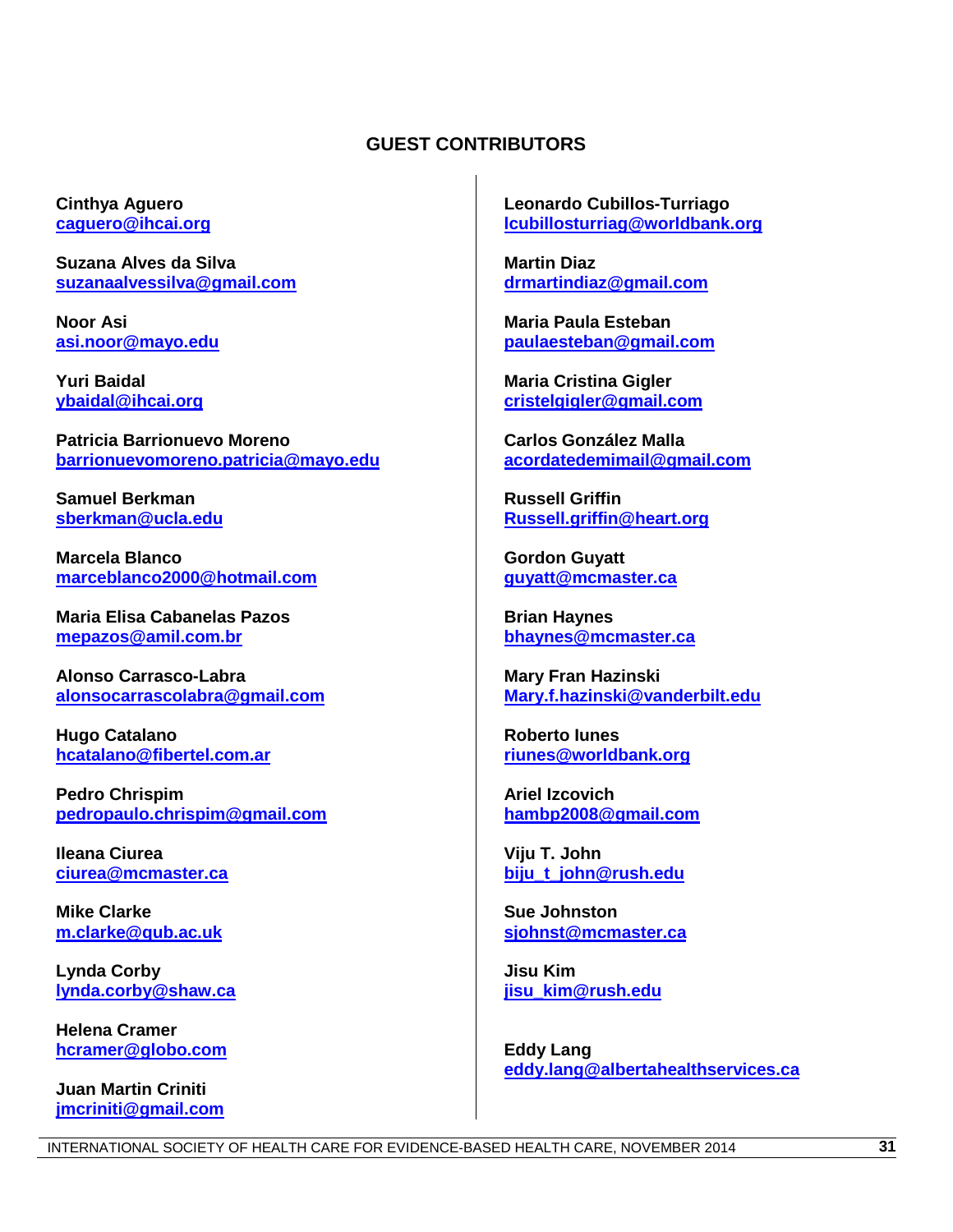## GUEST CONTRIBUTORS

**Cinthya Aguero**
caguero@ihcai.org

**Suzana Alves da Silva**
suzanaalvessilva@gmail.com

**Noor Asi**
asi.noor@mayo.edu

**Yuri Baidal**
ybaidal@ihcai.org

**Patricia Barrionuevo Moreno**
barrionuevomoreno.patricia@mayo.edu

**Samuel Berkman**
sberkman@ucla.edu

**Marcela Blanco**
marceblanco2000@hotmail.com

**Maria Elisa Cabanelas Pazos**
mepazos@amil.com.br

**Alonso Carrasco-Labra**
alonsocarrascolabra@gmail.com

**Hugo Catalano**
hcatalano@fibertel.com.ar

**Pedro Chrispim**
pedropaulo.chrispim@gmail.com

**Ileana Ciurea**
ciurea@mcmaster.ca

**Mike Clarke**
m.clarke@qub.ac.uk

**Lynda Corby**
lynda.corby@shaw.ca

**Helena Cramer**
hcramer@globo.com

**Juan Martin Criniti**
jmcriniti@gmail.com

**Leonardo Cubillos-Turriago**
lcubillosturriag@worldbank.org

**Martin Diaz**
drmartindiaz@gmail.com

**Maria Paula Esteban**
paulaesteban@gmail.com

**Maria Cristina Gigler**
cristelgigler@gmail.com

**Carlos González Malla**
acordatedemimail@gmail.com

**Russell Griffin**
Russell.griffin@heart.org

**Gordon Guyatt**
guyatt@mcmaster.ca

**Brian Haynes**
bhaynes@mcmaster.ca

**Mary Fran Hazinski**
Mary.f.hazinski@vanderbilt.edu

**Roberto Iunes**
riunes@worldbank.org

**Ariel Izcovich**
hambp2008@gmail.com

**Viju T. John**
biju_t_john@rush.edu

**Sue Johnston**
sjohnst@mcmaster.ca

**Jisu Kim**
jisu_kim@rush.edu

**Eddy Lang**
eddy.lang@albertahealthservices.ca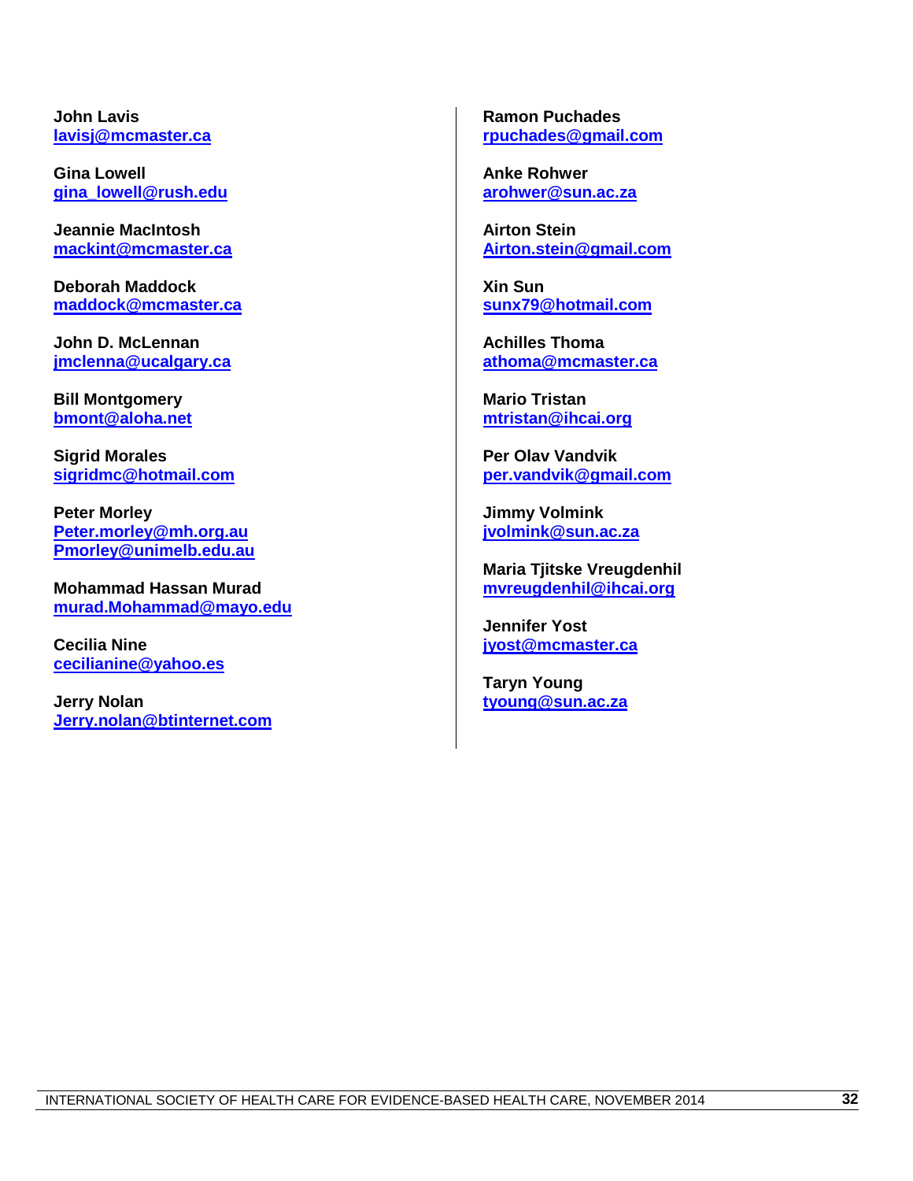**John Lavis**
lavisj@mcmaster.ca

**Gina Lowell**
gina_lowell@rush.edu

**Jeannie MacIntosh**
mackint@mcmaster.ca

**Deborah Maddock**
maddock@mcmaster.ca

**John D. McLennan**
jmclenna@ucalgary.ca

**Bill Montgomery**
bmont@aloha.net

**Sigrid Morales**
sigridmc@hotmail.com

**Peter Morley**
Peter.morley@mh.org.au
Pmorley@unimelb.edu.au

**Mohammad Hassan Murad**
murad.Mohammad@mayo.edu

**Cecilia Nine**
cecilianine@yahoo.es

**Jerry Nolan**
Jerry.nolan@btinternet.com

**Ramon Puchades**
rpuchades@gmail.com

**Anke Rohwer**
arohwer@sun.ac.za

**Airton Stein**
Airton.stein@gmail.com

**Xin Sun**
sunx79@hotmail.com

**Achilles Thoma**
athoma@mcmaster.ca

**Mario Tristan**
mtristan@ihcai.org

**Per Olav Vandvik**
per.vandvik@gmail.com

**Jimmy Volmink**
jvolmink@sun.ac.za

**Maria Tjitske Vreugdenhil**
mvreugdenhil@ihcai.org

**Jennifer Yost**
jyost@mcmaster.ca

**Taryn Young**
tyoung@sun.ac.za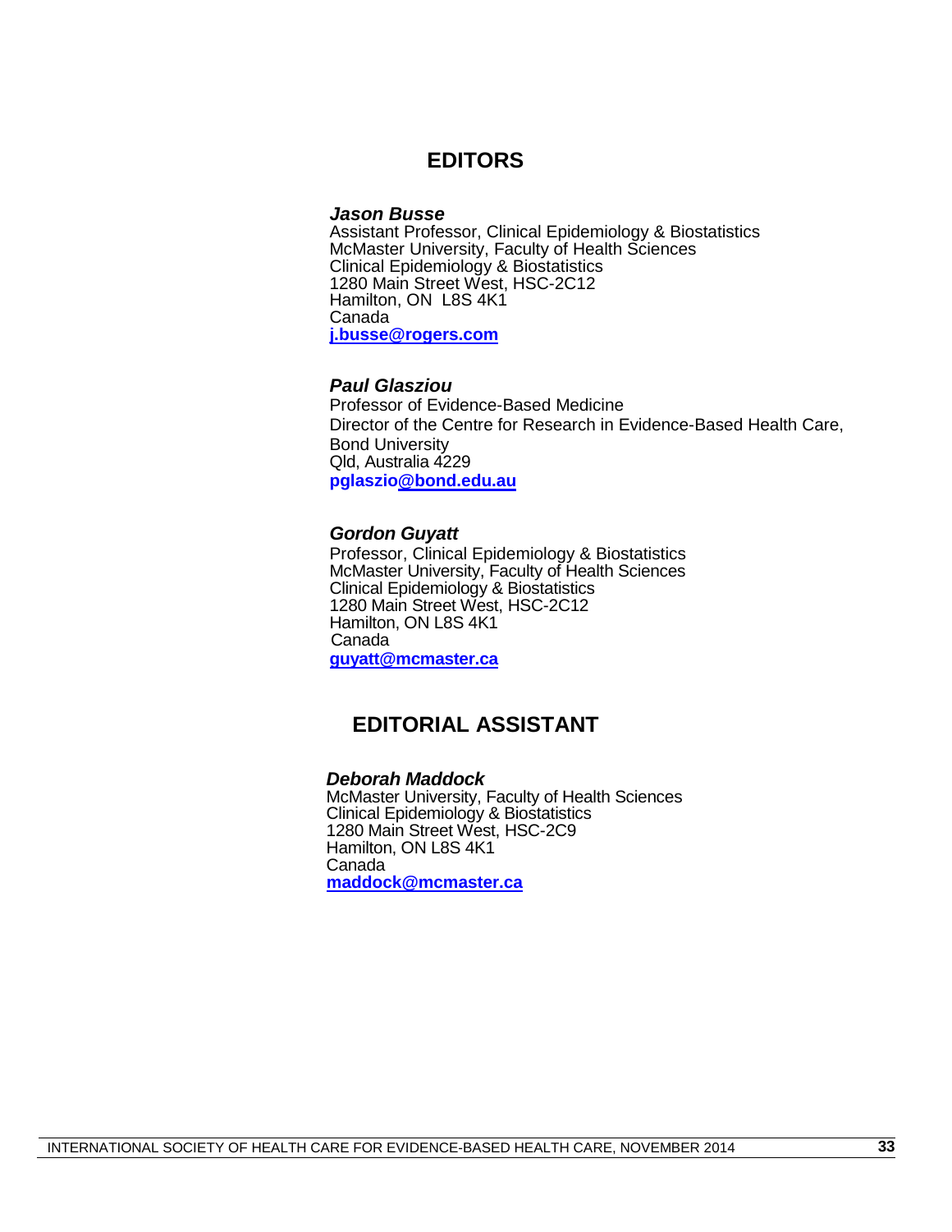## EDITORS

***Jason Busse***
Assistant Professor, Clinical Epidemiology & Biostatistics
McMaster University, Faculty of Health Sciences
Clinical Epidemiology & Biostatistics
1280 Main Street West, HSC-2C12
Hamilton, ON  L8S 4K1
Canada
**j.busse@rogers.com**

***Paul Glasziou***
Professor of Evidence-Based Medicine
Director of the Centre for Research in Evidence-Based Health Care,
Bond University
Qld, Australia 4229
**pglaszio@bond.edu.au**

***Gordon Guyatt***
Professor, Clinical Epidemiology & Biostatistics
McMaster University, Faculty of Health Sciences
Clinical Epidemiology & Biostatistics
1280 Main Street West, HSC-2C12
Hamilton, ON L8S 4K1
Canada
**guyatt@mcmaster.ca**

## EDITORIAL ASSISTANT

***Deborah Maddock***
McMaster University, Faculty of Health Sciences
Clinical Epidemiology & Biostatistics
1280 Main Street West, HSC-2C9
Hamilton, ON L8S 4K1
Canada
**maddock@mcmaster.ca**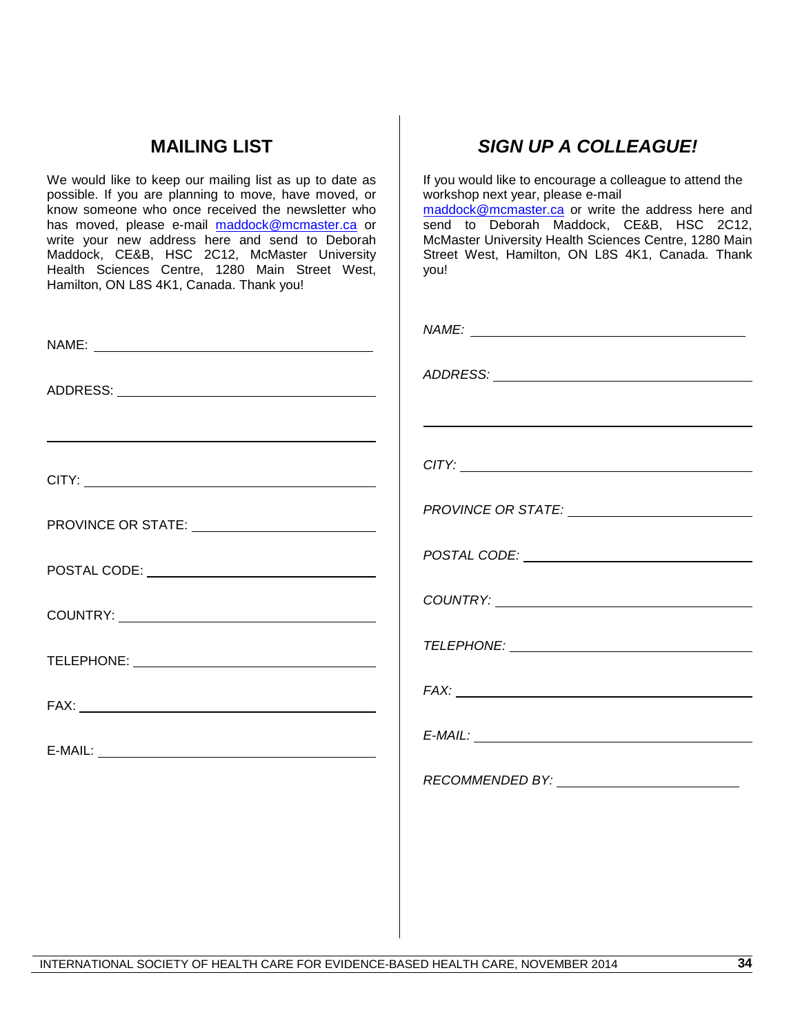## MAILING LIST

We would like to keep our mailing list as up to date as possible. If you are planning to move, have moved, or know someone who once received the newsletter who has moved, please e-mail maddock@mcmaster.ca or write your new address here and send to Deborah Maddock, CE&B, HSC 2C12, McMaster University Health Sciences Centre, 1280 Main Street West, Hamilton, ON L8S 4K1, Canada. Thank you!

NAME: ______________________________

ADDRESS: ______________________________

______________________________

CITY: ______________________________

PROVINCE OR STATE: ______________________________

POSTAL CODE: ______________________________

COUNTRY: ______________________________

TELEPHONE: ______________________________

FAX: ______________________________

E-MAIL: ______________________________

## *SIGN UP A COLLEAGUE!*

If you would like to encourage a colleague to attend the workshop next year, please e-mail maddock@mcmaster.ca or write the address here and send to Deborah Maddock, CE&B, HSC 2C12, McMaster University Health Sciences Centre, 1280 Main Street West, Hamilton, ON L8S 4K1, Canada. Thank you!

*NAME:* ______________________________

*ADDRESS:* ______________________________

______________________________

*CITY:* ______________________________

*PROVINCE OR STATE:* ______________________________

*POSTAL CODE:* ______________________________

*COUNTRY:* ______________________________

*TELEPHONE:* ______________________________

*FAX:* ______________________________

*E-MAIL:* ______________________________

*RECOMMENDED BY:* ______________________________